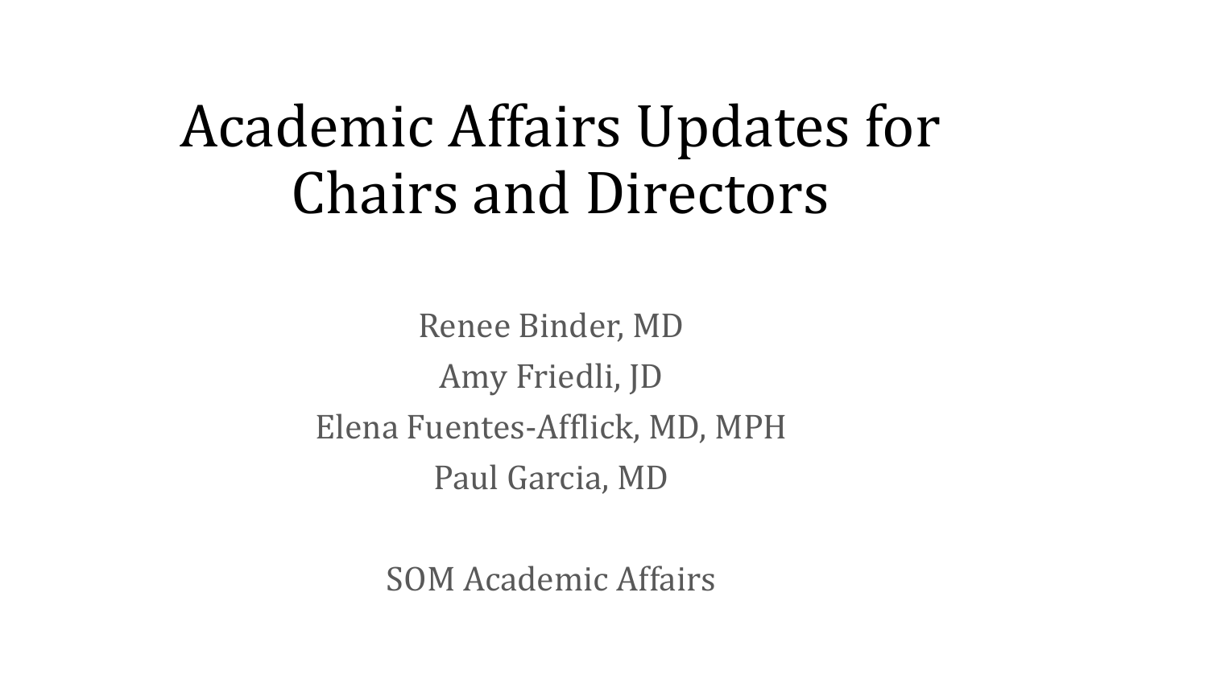# Academic Affairs Updates for Chairs and Directors

Renee Binder, MD

Amy Friedli, JD

Elena Fuentes-Afflick, MD, MPH

Paul Garcia, MD

SOM Academic Affairs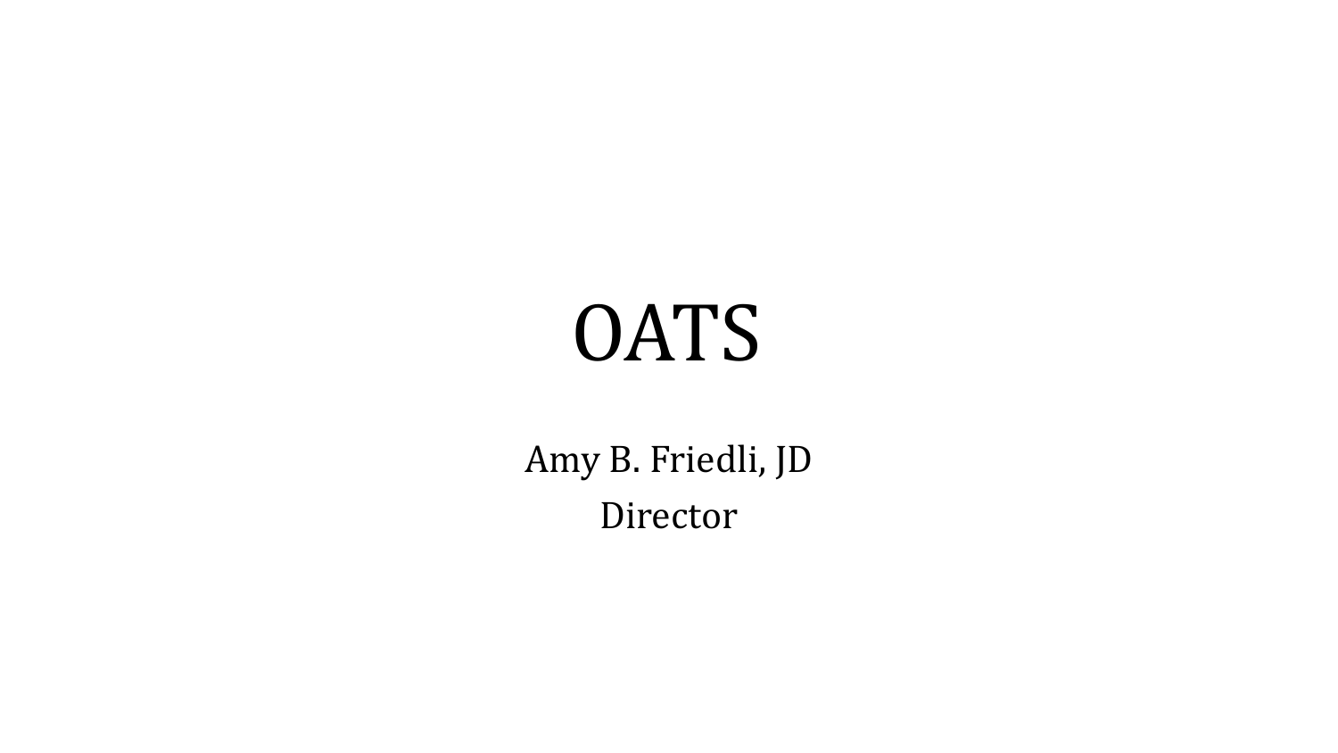# OATS

Amy B. Friedli, JD

Director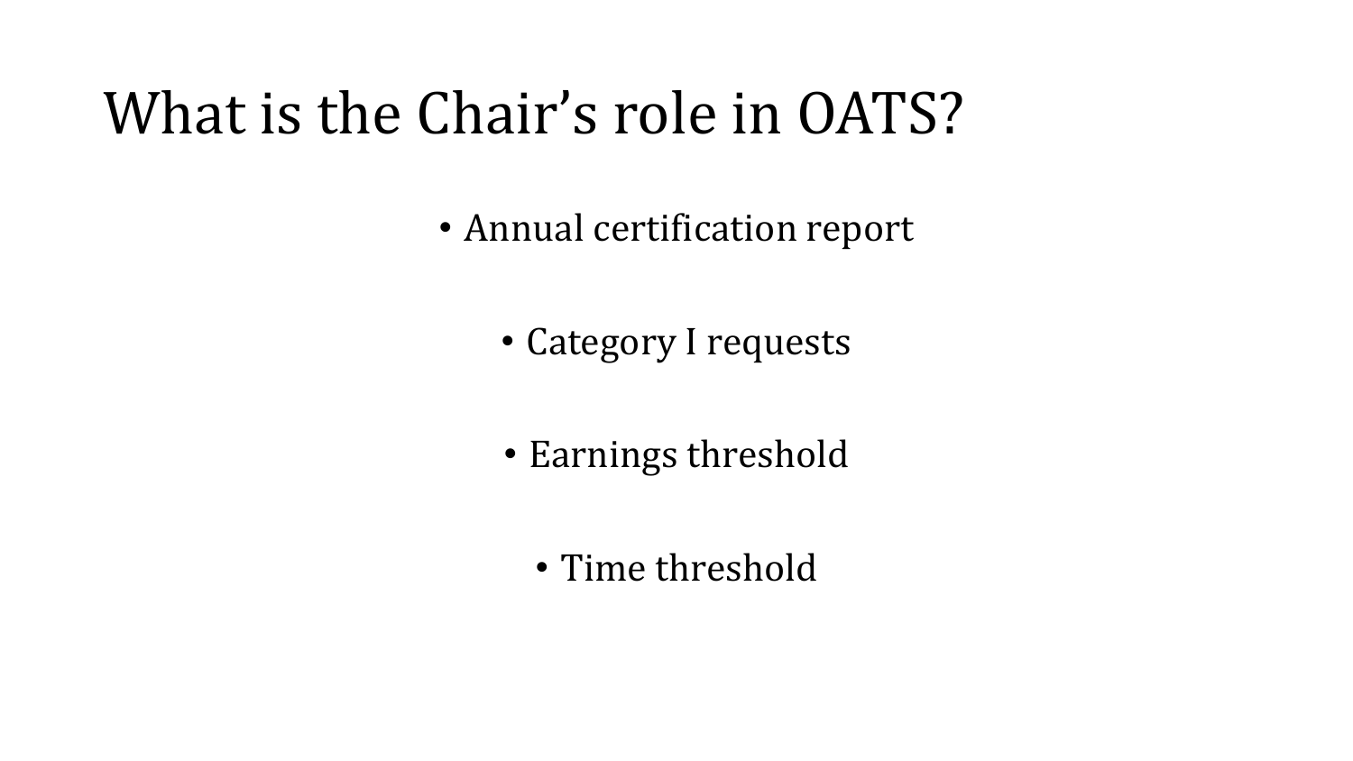# What is the Chair’s role in OATS?

- Annual certification report
- Category I requests
- Earnings threshold
- Time threshold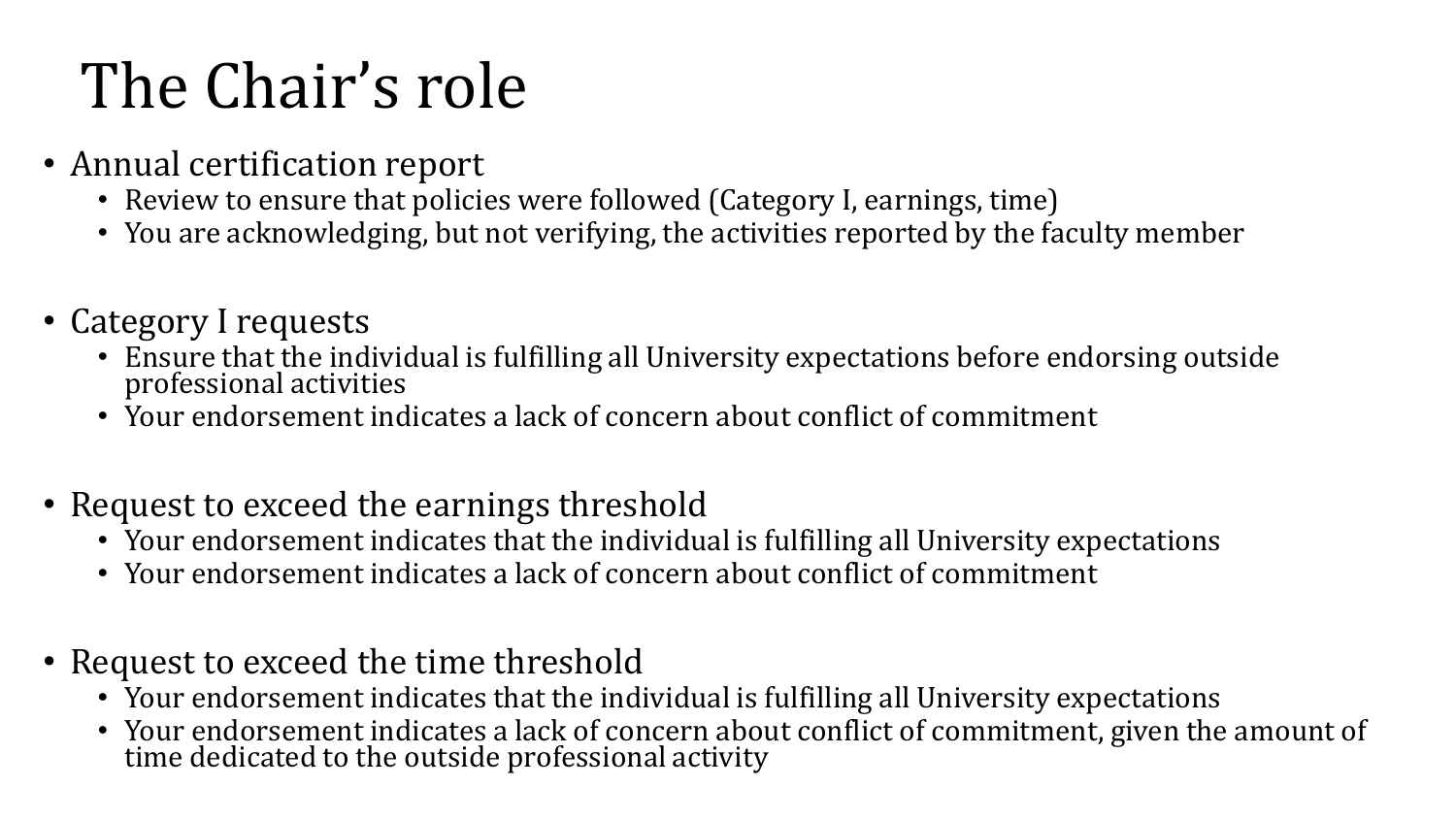# The Chair's role

- Annual certification report
  - Review to ensure that policies were followed (Category I, earnings, time)
  - You are acknowledging, but not verifying, the activities reported by the faculty member
- Category I requests
  - Ensure that the individual is fulfilling all University expectations before endorsing outside professional activities
  - Your endorsement indicates a lack of concern about conflict of commitment
- Request to exceed the earnings threshold
  - Your endorsement indicates that the individual is fulfilling all University expectations
  - Your endorsement indicates a lack of concern about conflict of commitment
- Request to exceed the time threshold
  - Your endorsement indicates that the individual is fulfilling all University expectations
  - Your endorsement indicates a lack of concern about conflict of commitment, given the amount of time dedicated to the outside professional activity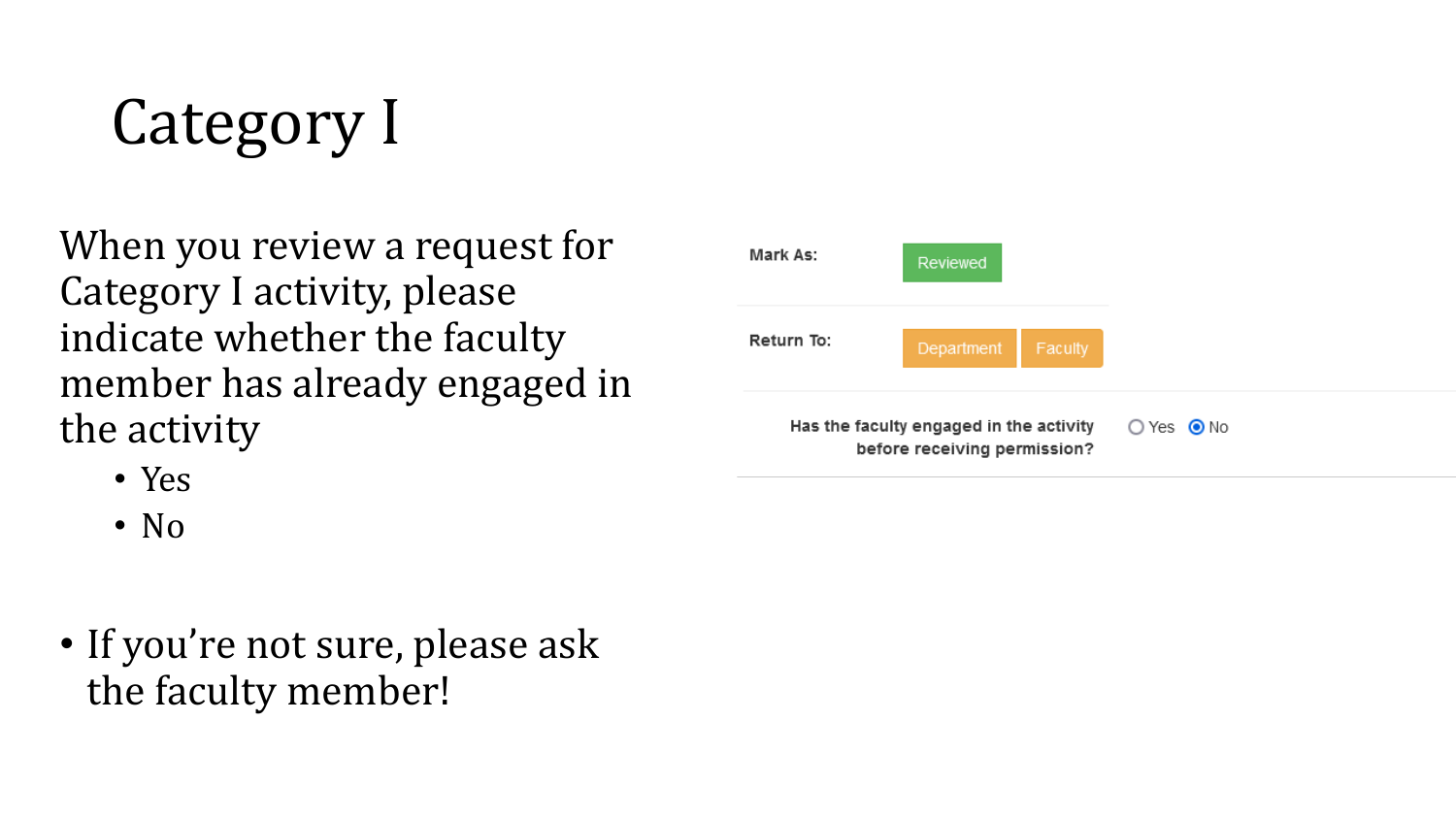# Category I

When you review a request for Category I activity, please indicate whether the faculty member has already engaged in the activity

- Yes
- No

- If you're not sure, please ask the faculty member!

Mark As: Reviewed

Return To: Department Faculty

Has the faculty engaged in the activity before receiving permission? ○ Yes ◉ No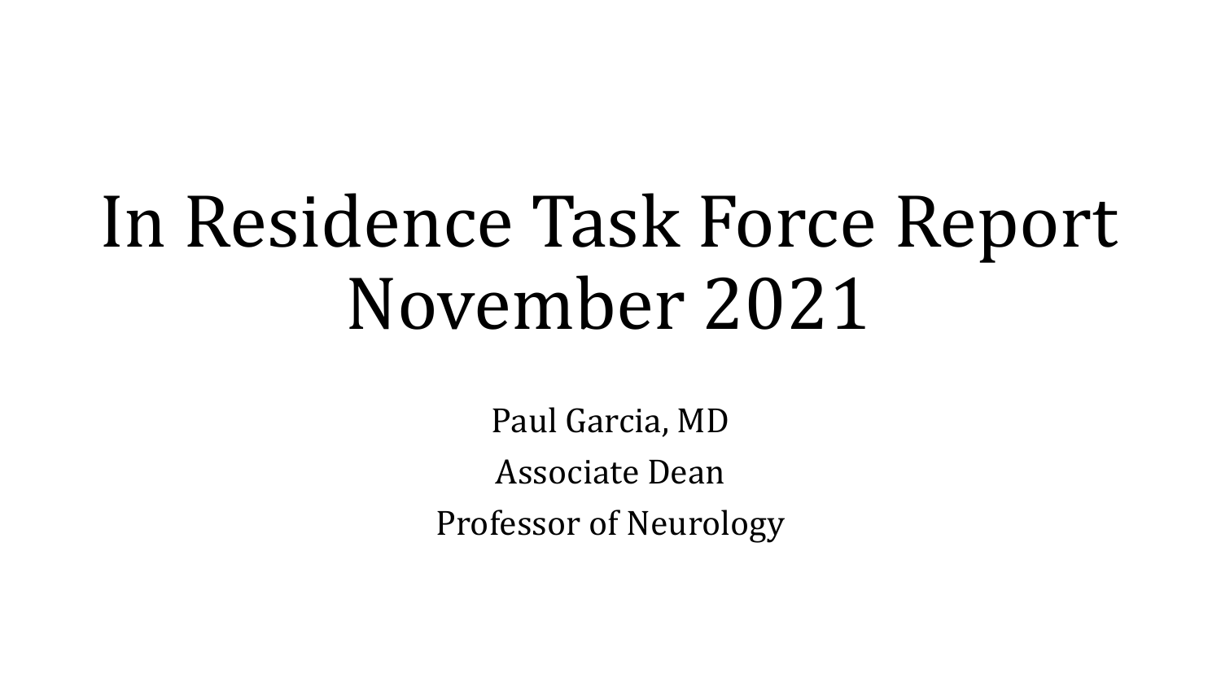# In Residence Task Force Report November 2021

Paul Garcia, MD

Associate Dean

Professor of Neurology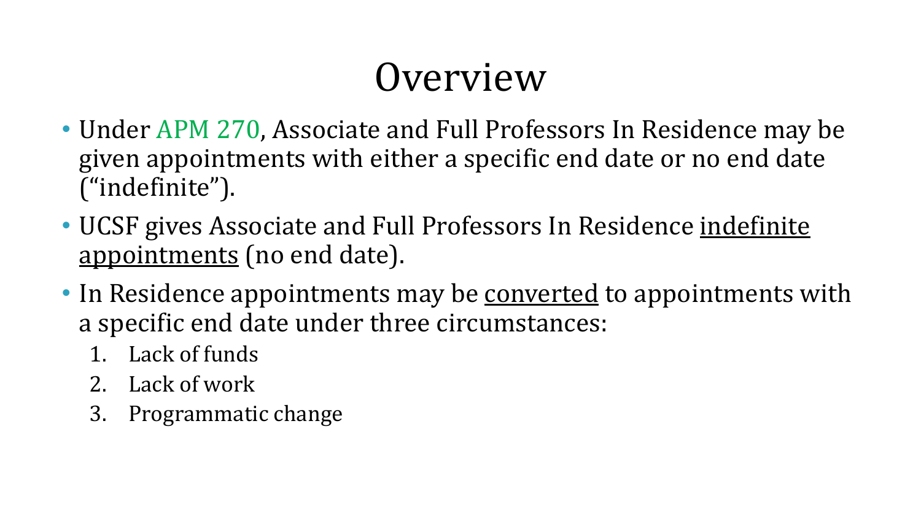# Overview

- Under APM 270, Associate and Full Professors In Residence may be given appointments with either a specific end date or no end date ("indefinite").
- UCSF gives Associate and Full Professors In Residence indefinite appointments (no end date).
- In Residence appointments may be converted to appointments with a specific end date under three circumstances:
  1. Lack of funds
  2. Lack of work
  3. Programmatic change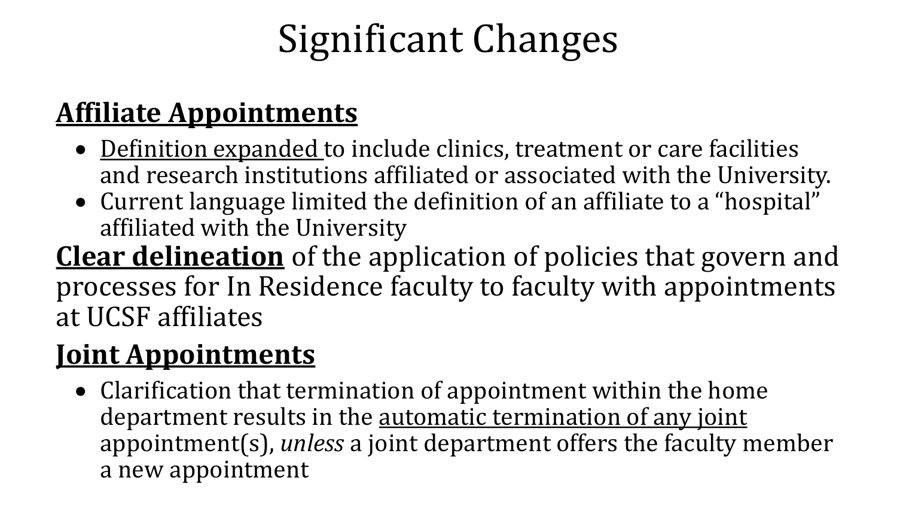# Significant Changes

**<u>Affiliate Appointments</u>**

- <u>Definition expanded</u> to include clinics, treatment or care facilities and research institutions affiliated or associated with the University.
- Current language limited the definition of an affiliate to a "hospital" affiliated with the University

**<u>Clear delineation</u>** of the application of policies that govern and processes for In Residence faculty to faculty with appointments at UCSF affiliates

**<u>Joint Appointments</u>**

- Clarification that termination of appointment within the home department results in the <u>automatic termination of any joint</u> appointment(s), *unless* a joint department offers the faculty member a new appointment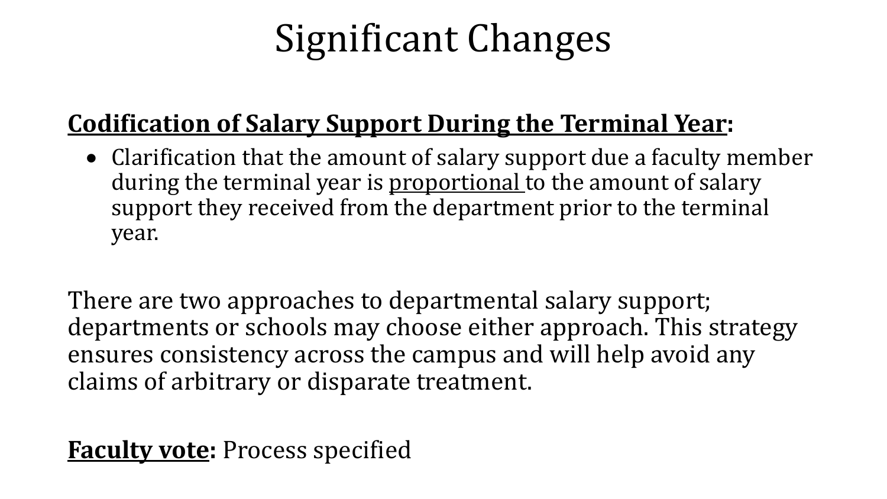# Significant Changes

**<u>Codification of Salary Support During the Terminal Year</u>:**

- Clarification that the amount of salary support due a faculty member during the terminal year is <u>proportional</u> to the amount of salary support they received from the department prior to the terminal year.

There are two approaches to departmental salary support; departments or schools may choose either approach. This strategy ensures consistency across the campus and will help avoid any claims of arbitrary or disparate treatment.

**<u>Faculty vote</u>:** Process specified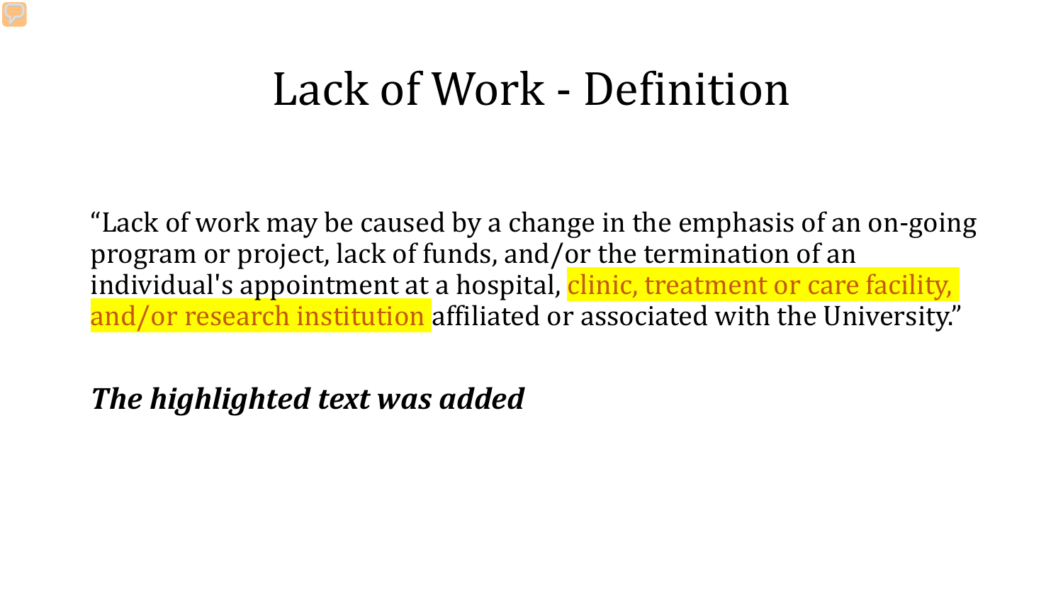# Lack of Work - Definition

"Lack of work may be caused by a change in the emphasis of an on-going program or project, lack of funds, and/or the termination of an individual's appointment at a hospital, clinic, treatment or care facility, and/or research institution affiliated or associated with the University."

***The highlighted text was added***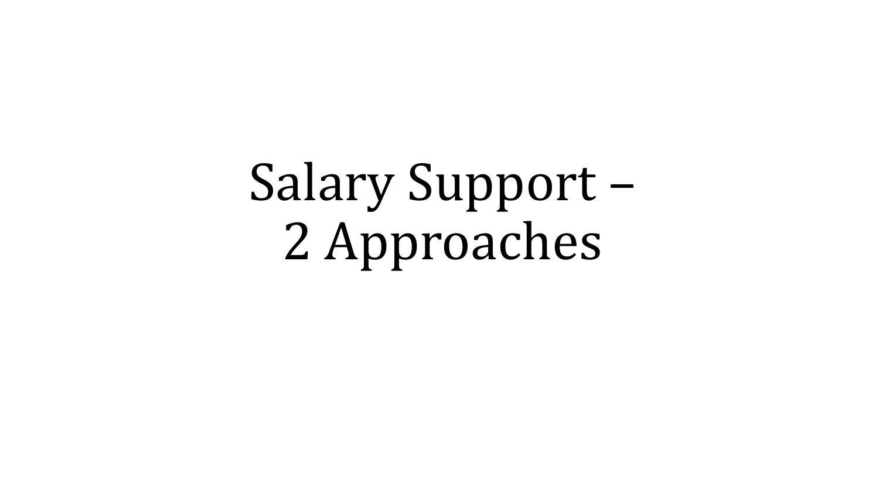# Salary Support – 2 Approaches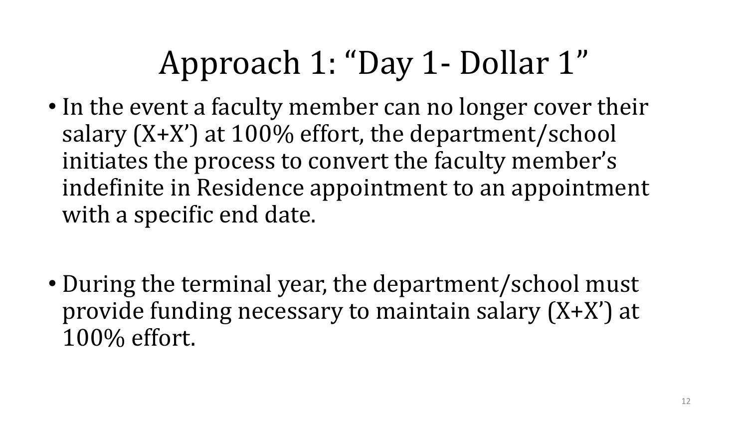# Approach 1: "Day 1- Dollar 1"

- In the event a faculty member can no longer cover their salary (X+X') at 100% effort, the department/school initiates the process to convert the faculty member's indefinite in Residence appointment to an appointment with a specific end date.

- During the terminal year, the department/school must provide funding necessary to maintain salary (X+X') at 100% effort.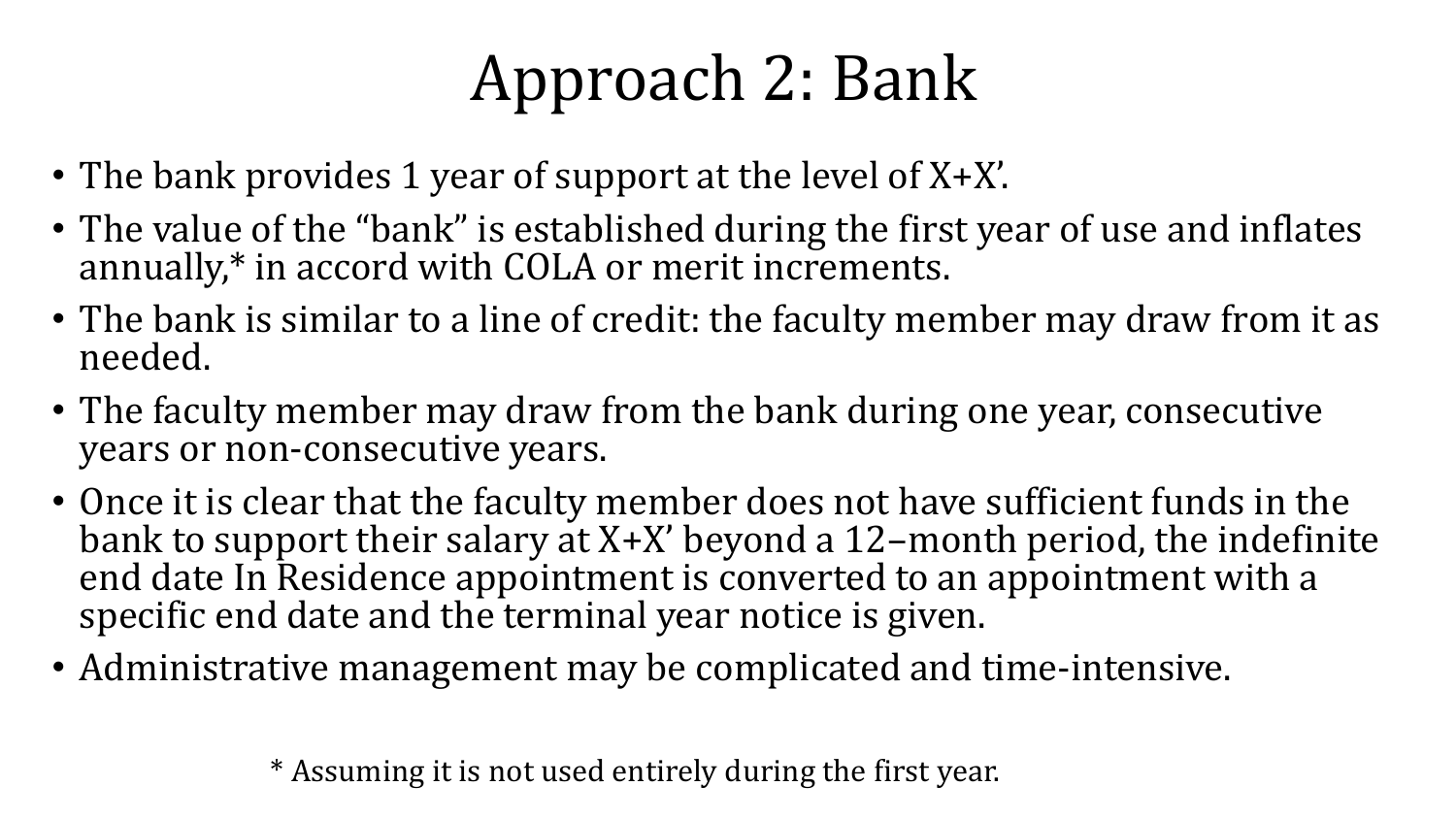# Approach 2: Bank

- The bank provides 1 year of support at the level of X+X'.
- The value of the "bank" is established during the first year of use and inflates annually,* in accord with COLA or merit increments.
- The bank is similar to a line of credit: the faculty member may draw from it as needed.
- The faculty member may draw from the bank during one year, consecutive years or non-consecutive years.
- Once it is clear that the faculty member does not have sufficient funds in the bank to support their salary at X+X' beyond a 12–month period, the indefinite end date In Residence appointment is converted to an appointment with a specific end date and the terminal year notice is given.
- Administrative management may be complicated and time-intensive.

\* Assuming it is not used entirely during the first year.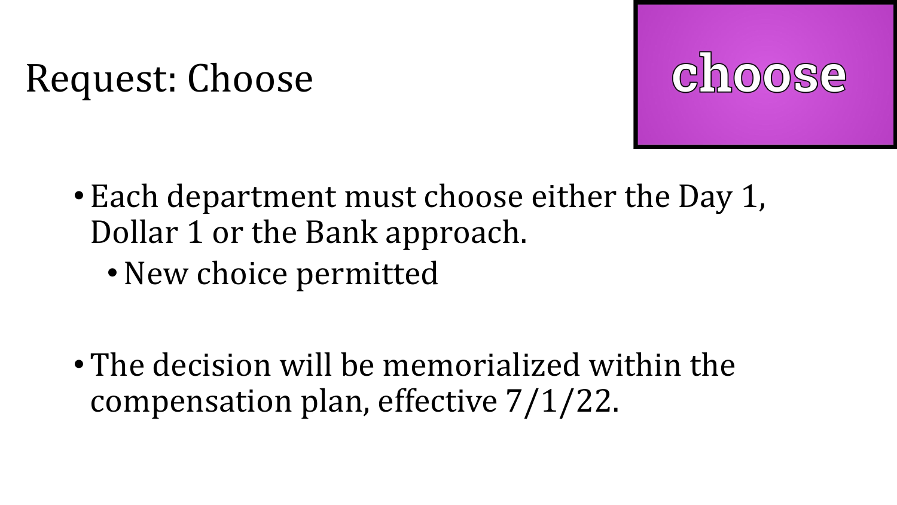# Request: Choose

choose

- Each department must choose either the Day 1, Dollar 1 or the Bank approach.
  - New choice permitted

- The decision will be memorialized within the compensation plan, effective 7/1/22.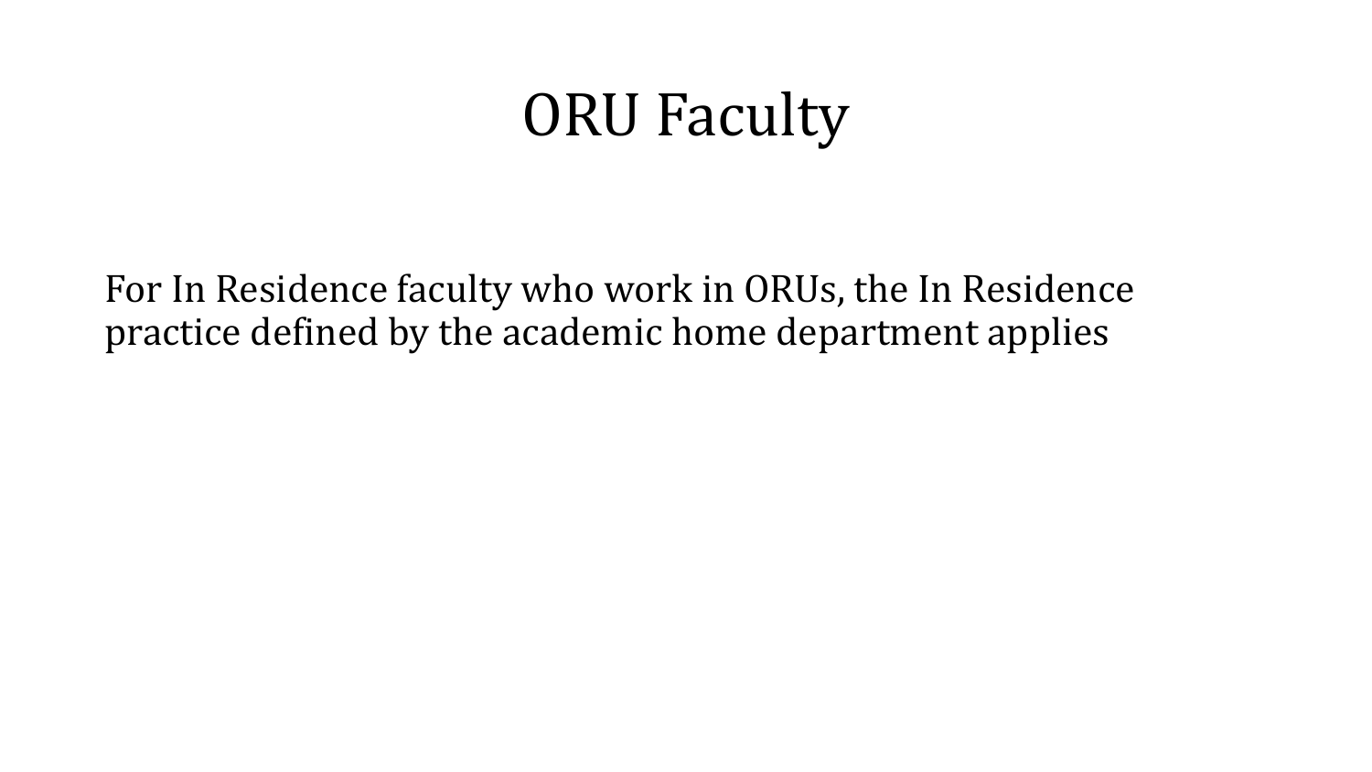# ORU Faculty

For In Residence faculty who work in ORUs, the In Residence practice defined by the academic home department applies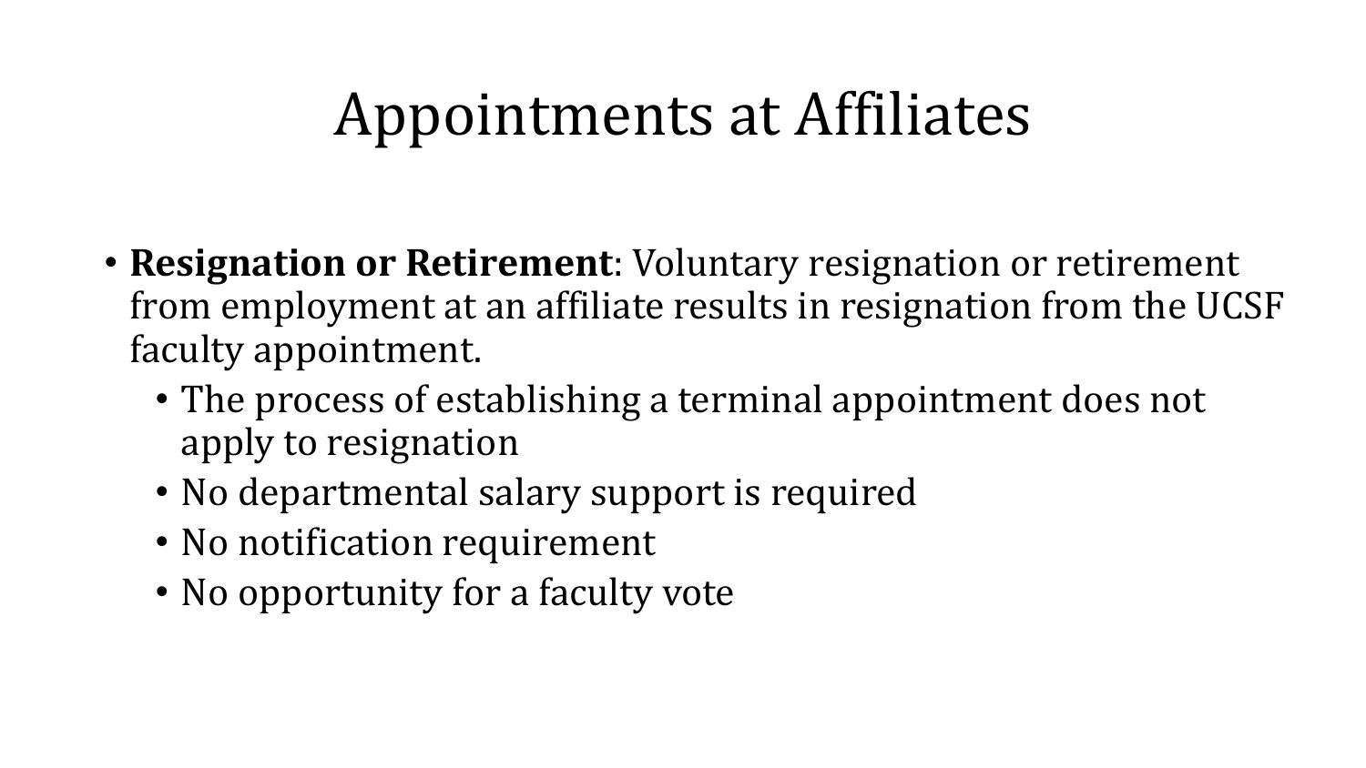# Appointments at Affiliates

- **Resignation or Retirement**: Voluntary resignation or retirement from employment at an affiliate results in resignation from the UCSF faculty appointment.
  - The process of establishing a terminal appointment does not apply to resignation
  - No departmental salary support is required
  - No notification requirement
  - No opportunity for a faculty vote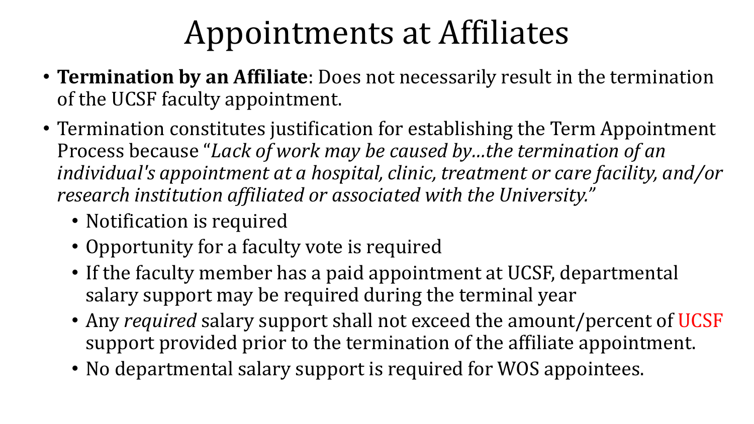# Appointments at Affiliates

- **Termination by an Affiliate**: Does not necessarily result in the termination of the UCSF faculty appointment.
- Termination constitutes justification for establishing the Term Appointment Process because "*Lack of work may be caused by…the termination of an individual's appointment at a hospital, clinic, treatment or care facility, and/or research institution affiliated or associated with the University.*"
  - Notification is required
  - Opportunity for a faculty vote is required
  - If the faculty member has a paid appointment at UCSF, departmental salary support may be required during the terminal year
  - Any *required* salary support shall not exceed the amount/percent of UCSF support provided prior to the termination of the affiliate appointment.
  - No departmental salary support is required for WOS appointees.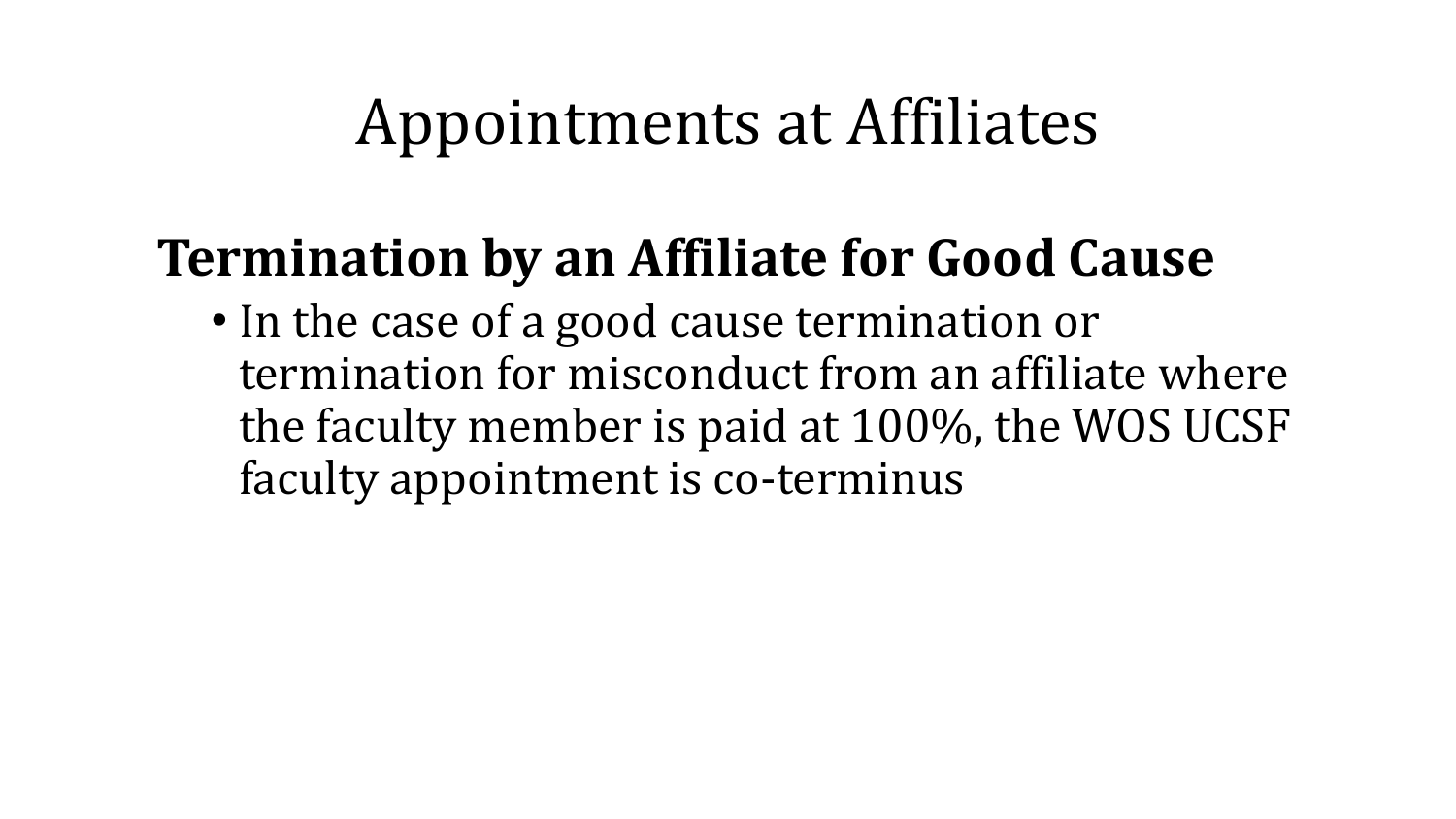# Appointments at Affiliates

## Termination by an Affiliate for Good Cause

- In the case of a good cause termination or termination for misconduct from an affiliate where the faculty member is paid at 100%, the WOS UCSF faculty appointment is co-terminus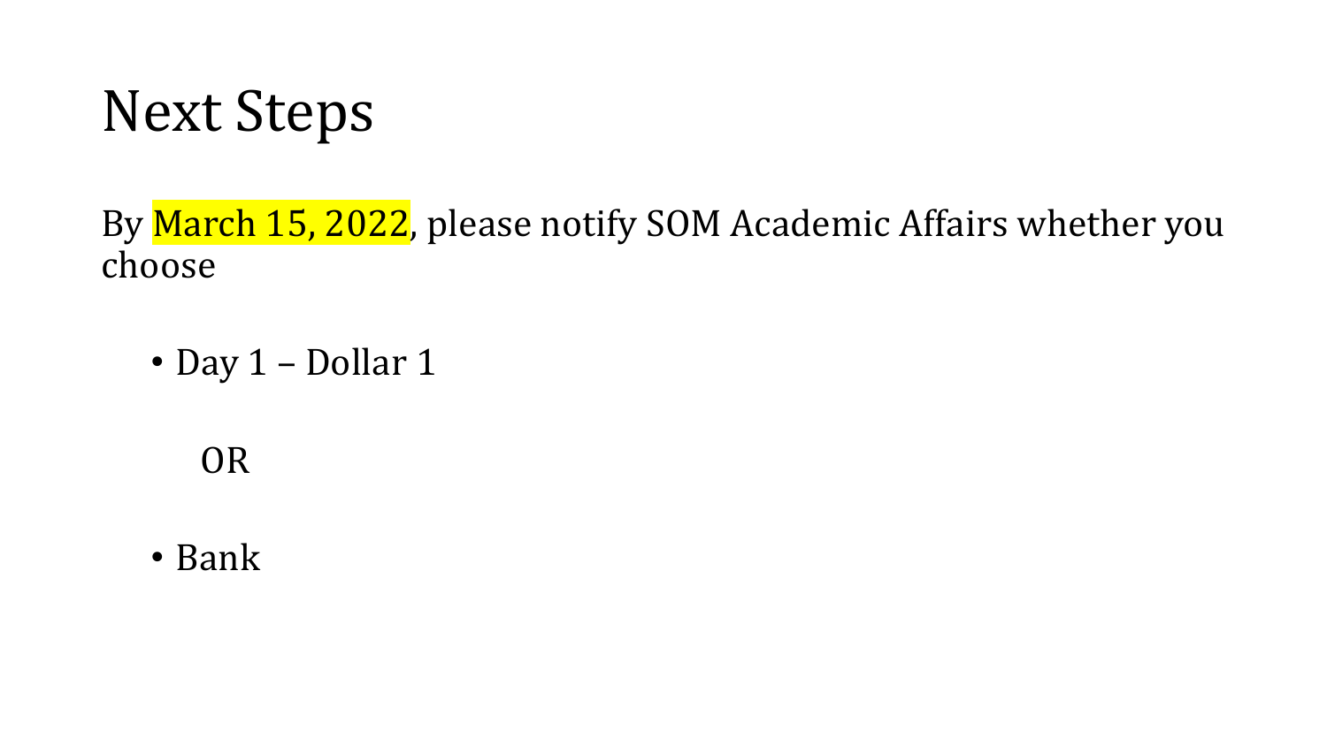# Next Steps

By March 15, 2022, please notify SOM Academic Affairs whether you choose

- Day 1 – Dollar 1

  OR

- Bank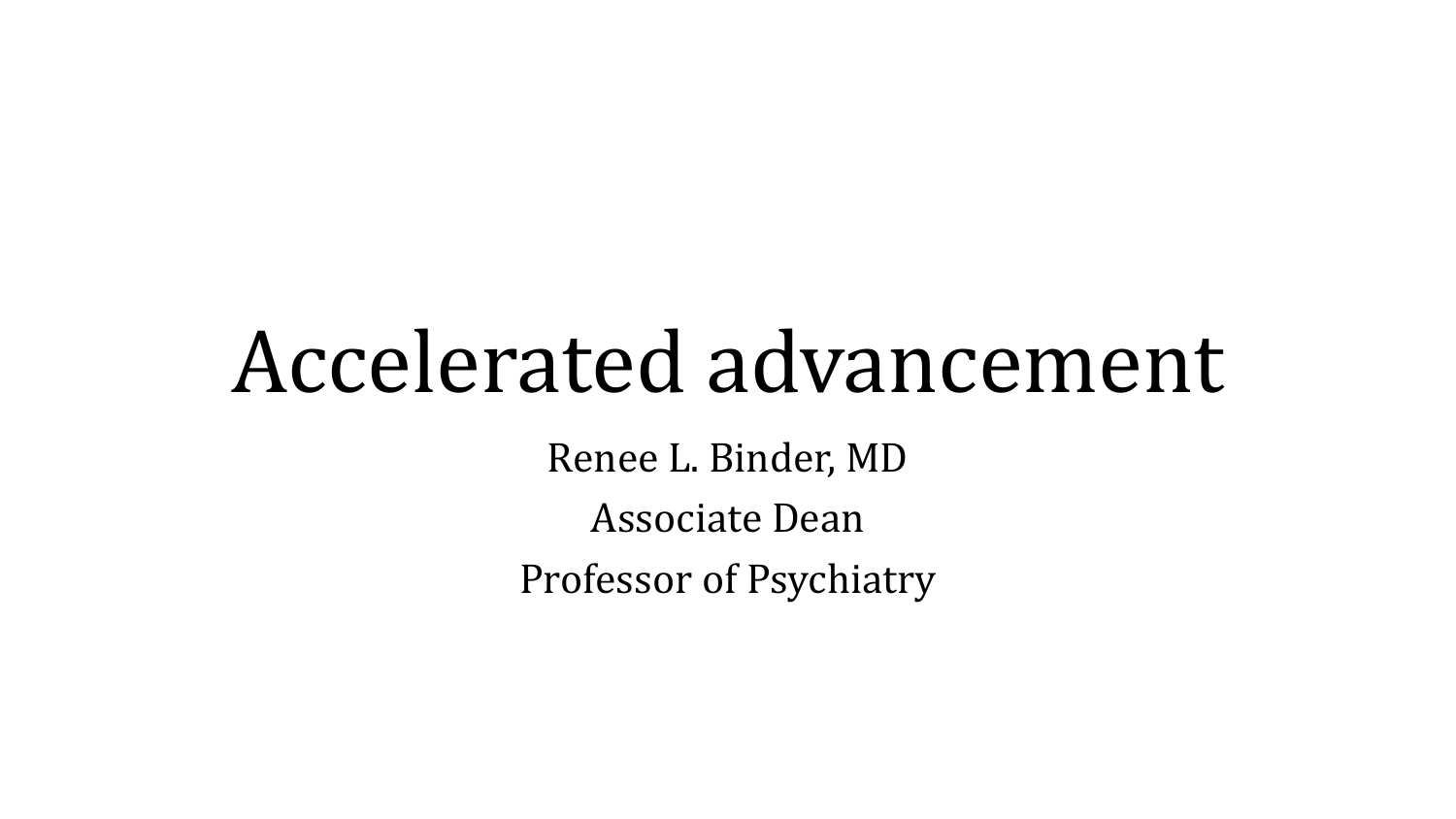# Accelerated advancement

Renee L. Binder, MD

Associate Dean

Professor of Psychiatry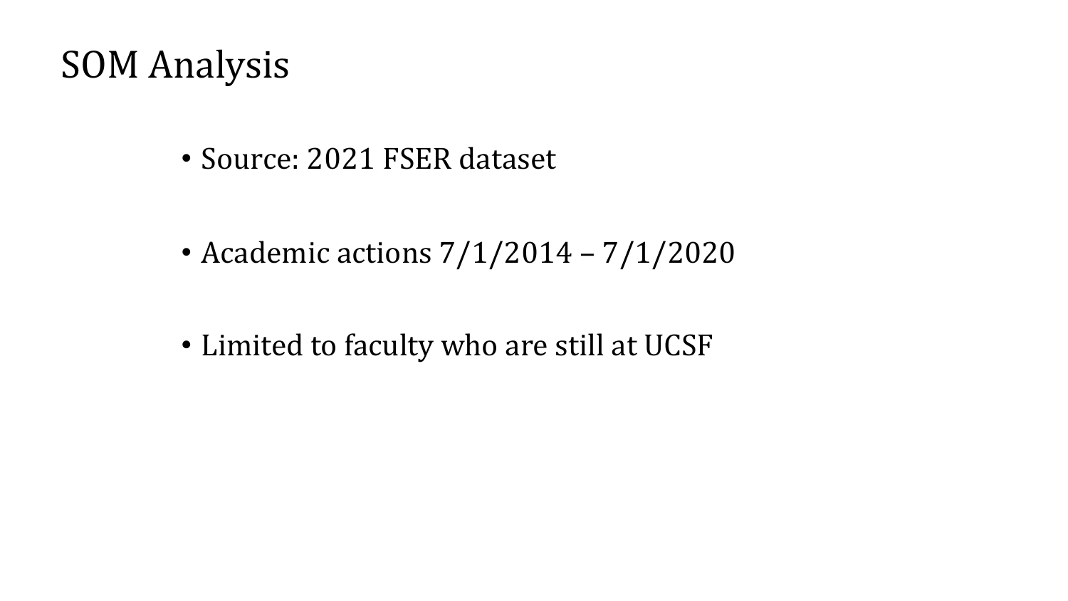# SOM Analysis

- Source: 2021 FSER dataset
- Academic actions 7/1/2014 – 7/1/2020
- Limited to faculty who are still at UCSF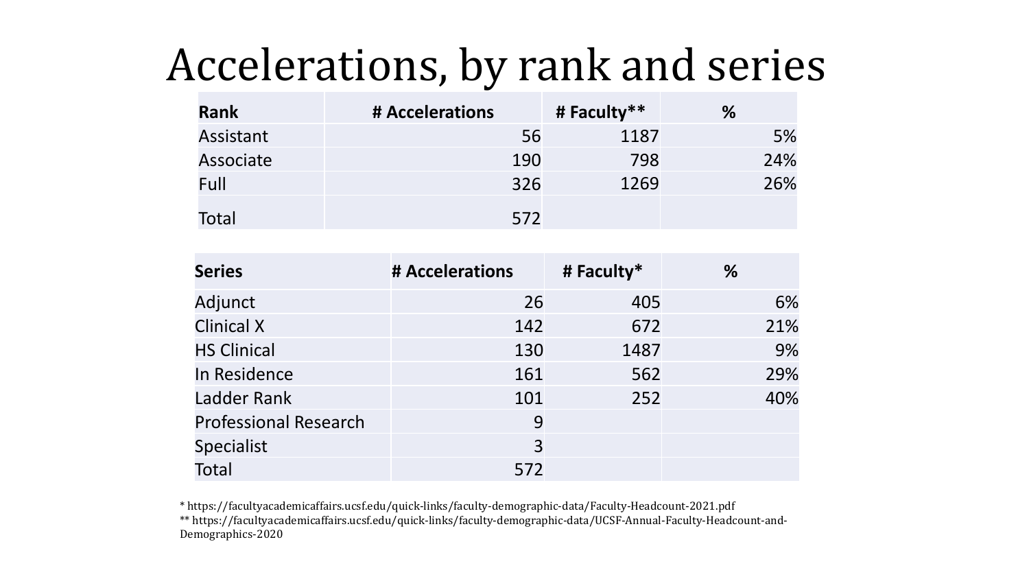# Accelerations, by rank and series

| Rank | # Accelerations | # Faculty** | % |
|---|---|---|---|
| Assistant | 56 | 1187 | 5% |
| Associate | 190 | 798 | 24% |
| Full | 326 | 1269 | 26% |
| Total | 572 | | |

| Series | # Accelerations | # Faculty* | % |
|---|---|---|---|
| Adjunct | 26 | 405 | 6% |
| Clinical X | 142 | 672 | 21% |
| HS Clinical | 130 | 1487 | 9% |
| In Residence | 161 | 562 | 29% |
| Ladder Rank | 101 | 252 | 40% |
| Professional Research | 9 | | |
| Specialist | 3 | | |
| Total | 572 | | |

* https://facultyacademicaffairs.ucsf.edu/quick-links/faculty-demographic-data/Faculty-Headcount-2021.pdf

** https://facultyacademicaffairs.ucsf.edu/quick-links/faculty-demographic-data/UCSF-Annual-Faculty-Headcount-and-Demographics-2020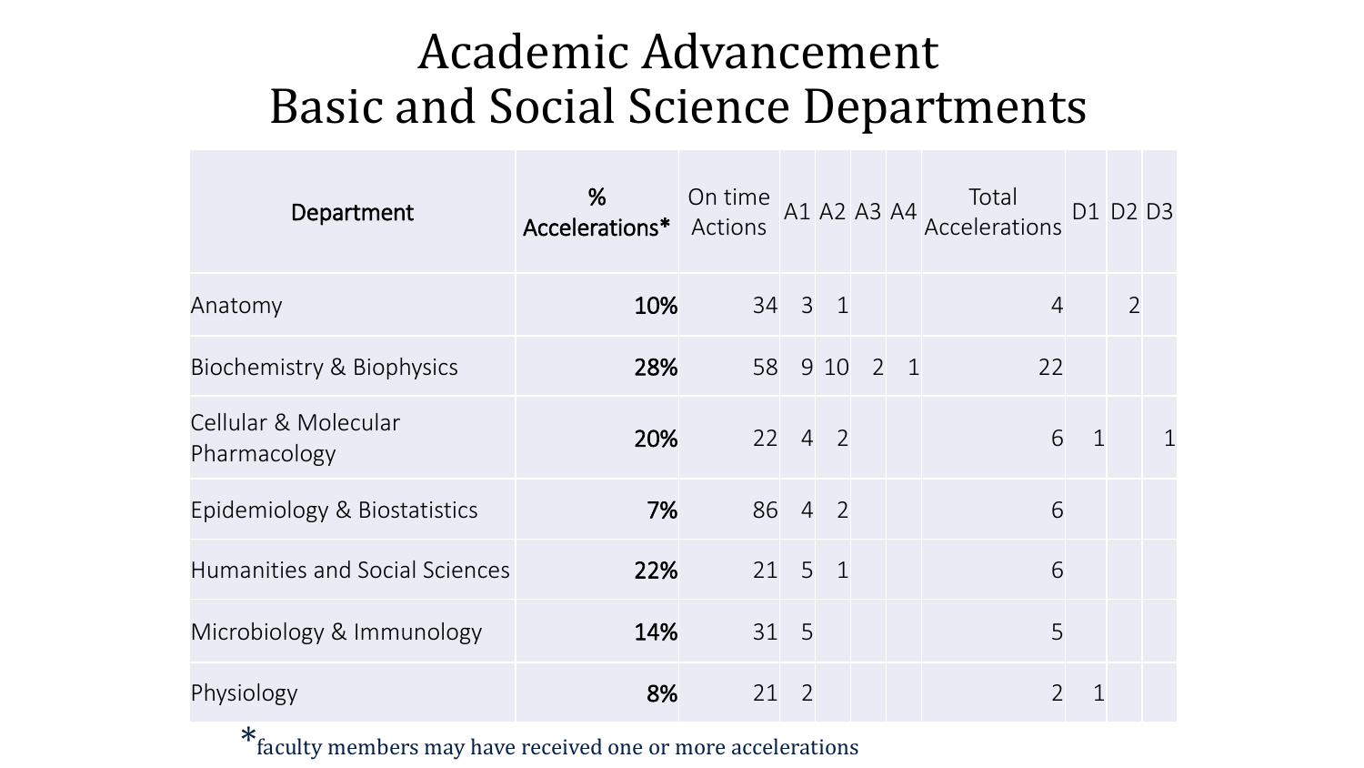# Academic Advancement
# Basic and Social Science Departments

| Department | % Accelerations* | On time Actions | A1 | A2 | A3 | A4 | Total Accelerations | D1 | D2 | D3 |
|---|---|---|---|---|---|---|---|---|---|---|
| Anatomy | **10%** | 34 | 3 | 1 | | | 4 | | 2 | |
| Biochemistry & Biophysics | **28%** | 58 | 9 | 10 | 2 | 1 | 22 | | | |
| Cellular & Molecular Pharmacology | **20%** | 22 | 4 | 2 | | | 6 | 1 | | 1 |
| Epidemiology & Biostatistics | **7%** | 86 | 4 | 2 | | | 6 | | | |
| Humanities and Social Sciences | **22%** | 21 | 5 | 1 | | | 6 | | | |
| Microbiology & Immunology | **14%** | 31 | 5 | | | | 5 | | | |
| Physiology | **8%** | 21 | 2 | | | | 2 | 1 | | |

*faculty members may have received one or more accelerations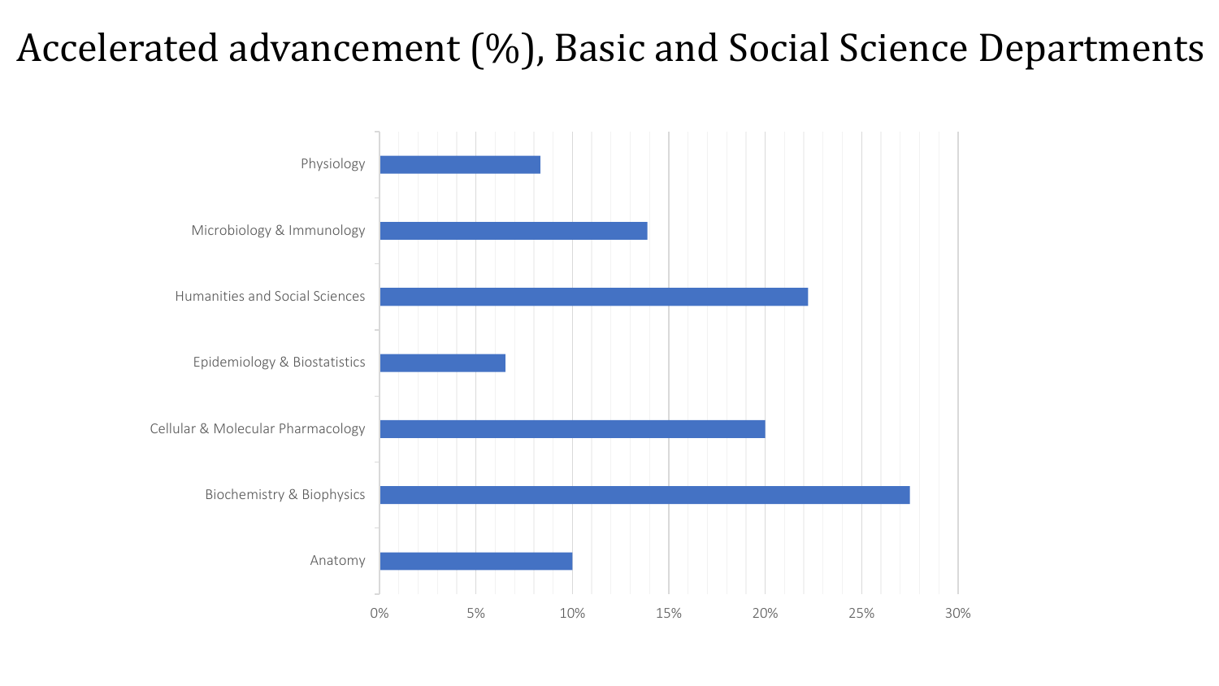# Accelerated advancement (%), Basic and Social Science Departments

| Department | Accelerated advancement (%) |
| --- | --- |
| Physiology | 8% |
| Microbiology & Immunology | 14% |
| Humanities and Social Sciences | 22% |
| Epidemiology & Biostatistics | 7% |
| Cellular & Molecular Pharmacology | 20% |
| Biochemistry & Biophysics | 28% |
| Anatomy | 10% |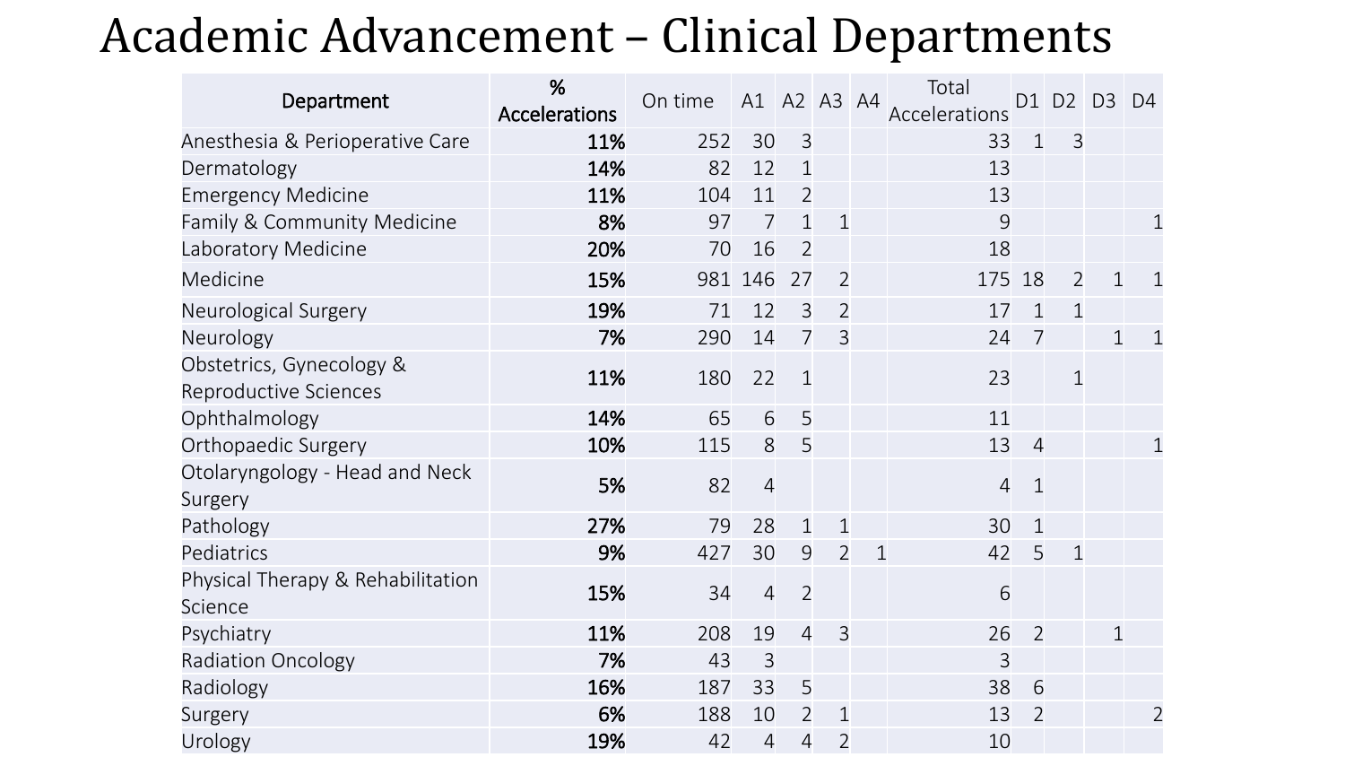# Academic Advancement – Clinical Departments

| Department | % Accelerations | On time | A1 | A2 | A3 | A4 | Total Accelerations | D1 | D2 | D3 | D4 |
|---|---|---|---|---|---|---|---|---|---|---|---|
| Anesthesia & Perioperative Care | **11%** | 252 | 30 | 3 | | | 33 | 1 | 3 | | |
| Dermatology | **14%** | 82 | 12 | 1 | | | 13 | | | | |
| Emergency Medicine | **11%** | 104 | 11 | 2 | | | 13 | | | | |
| Family & Community Medicine | **8%** | 97 | 7 | 1 | 1 | | 9 | | | | 1 |
| Laboratory Medicine | **20%** | 70 | 16 | 2 | | | 18 | | | | |
| Medicine | **15%** | 981 | 146 | 27 | 2 | | 175 | 18 | 2 | 1 | 1 |
| Neurological Surgery | **19%** | 71 | 12 | 3 | 2 | | 17 | 1 | 1 | | |
| Neurology | **7%** | 290 | 14 | 7 | 3 | | 24 | 7 | | 1 | 1 |
| Obstetrics, Gynecology & Reproductive Sciences | **11%** | 180 | 22 | 1 | | | 23 | | 1 | | |
| Ophthalmology | **14%** | 65 | 6 | 5 | | | 11 | | | | |
| Orthopaedic Surgery | **10%** | 115 | 8 | 5 | | | 13 | 4 | | | 1 |
| Otolaryngology - Head and Neck Surgery | **5%** | 82 | 4 | | | | 4 | 1 | | | |
| Pathology | **27%** | 79 | 28 | 1 | 1 | | 30 | 1 | | | |
| Pediatrics | **9%** | 427 | 30 | 9 | 2 | 1 | 42 | 5 | 1 | | |
| Physical Therapy & Rehabilitation Science | **15%** | 34 | 4 | 2 | | | 6 | | | | |
| Psychiatry | **11%** | 208 | 19 | 4 | 3 | | 26 | 2 | | 1 | |
| Radiation Oncology | **7%** | 43 | 3 | | | | 3 | | | | |
| Radiology | **16%** | 187 | 33 | 5 | | | 38 | 6 | | | |
| Surgery | **6%** | 188 | 10 | 2 | 1 | | 13 | 2 | | | 2 |
| Urology | **19%** | 42 | 4 | 4 | 2 | | 10 | | | | |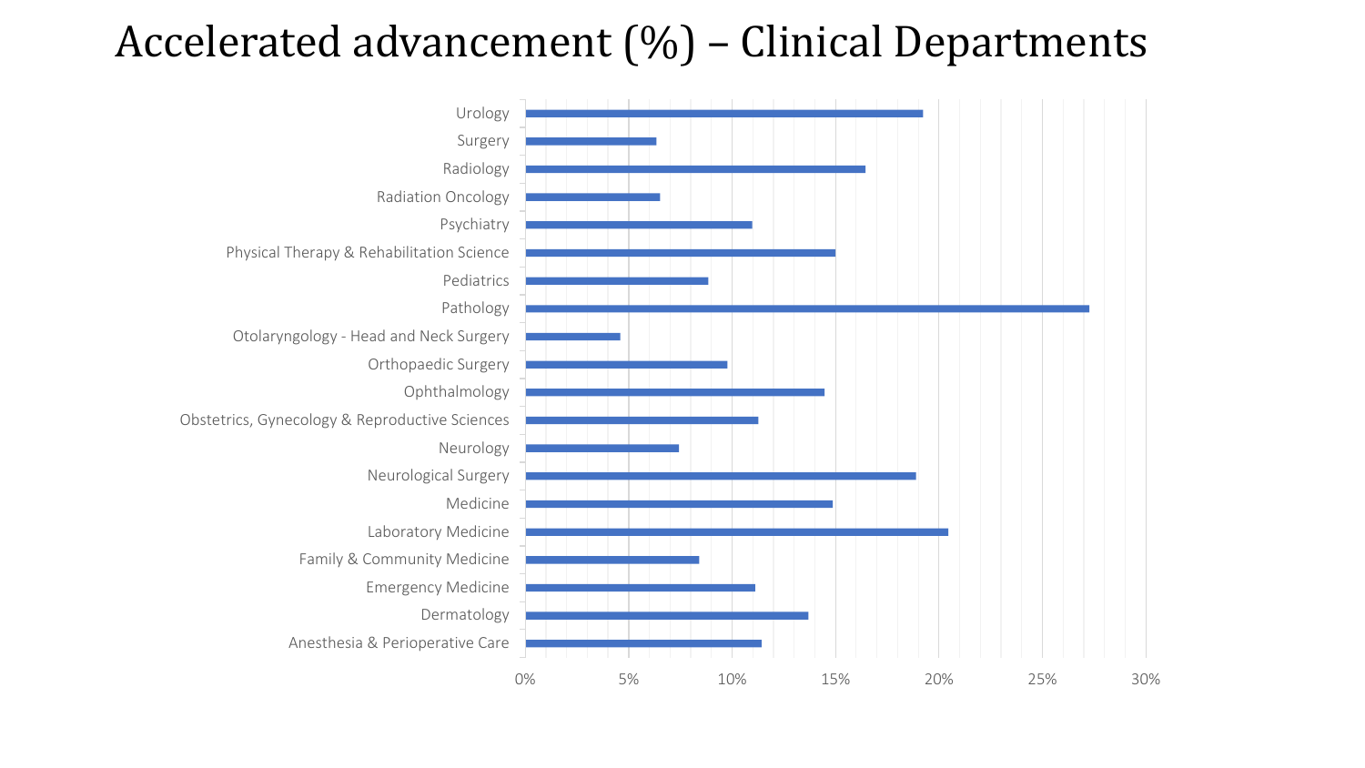# Accelerated advancement (%) – Clinical Departments

Urology
Surgery
Radiology
Radiation Oncology
Psychiatry
Physical Therapy & Rehabilitation Science
Pediatrics
Pathology
Otolaryngology - Head and Neck Surgery
Orthopaedic Surgery
Ophthalmology
Obstetrics, Gynecology & Reproductive Sciences
Neurology
Neurological Surgery
Medicine
Laboratory Medicine
Family & Community Medicine
Emergency Medicine
Dermatology
Anesthesia & Perioperative Care

0% 5% 10% 15% 20% 25% 30%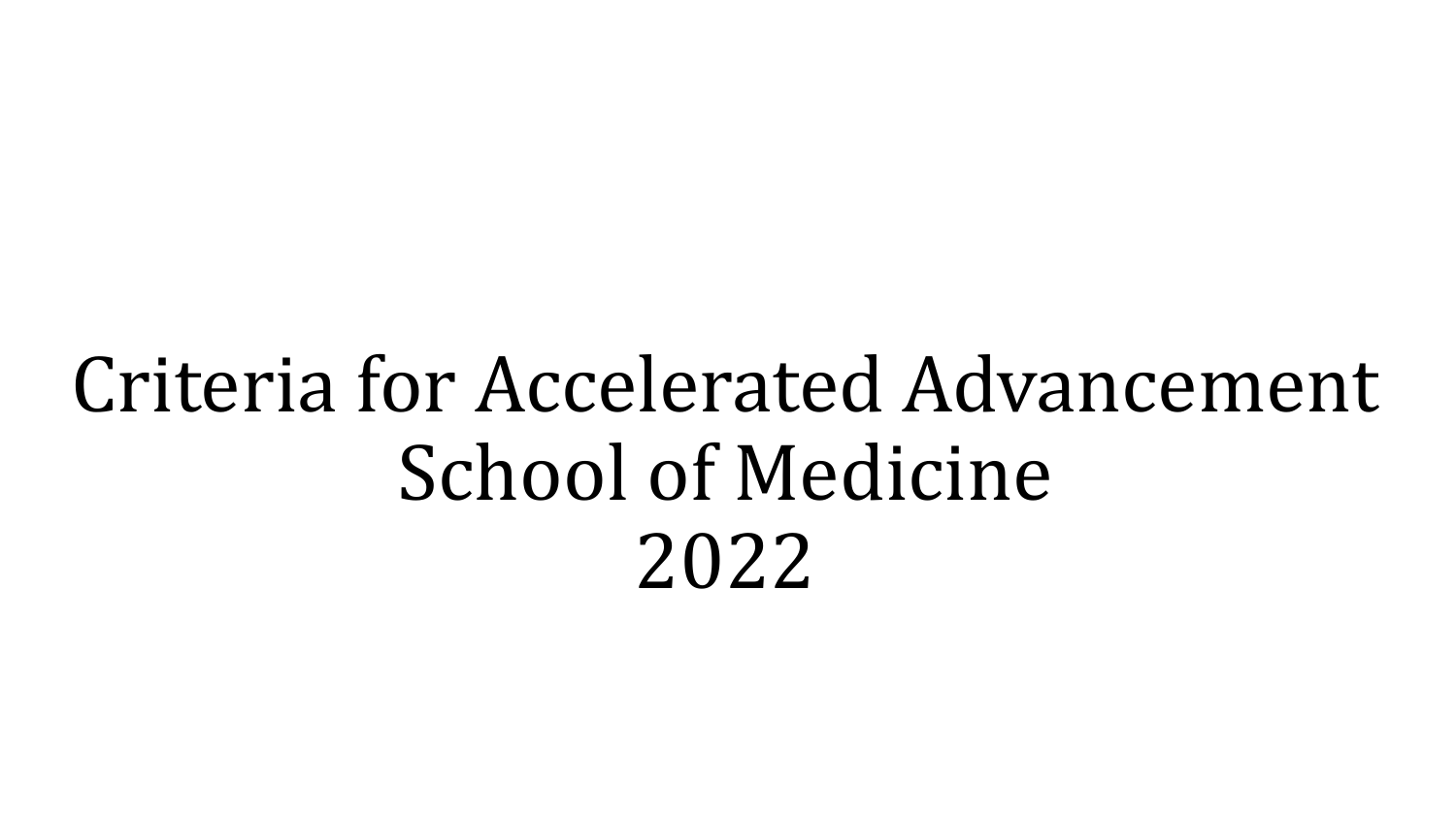# Criteria for Accelerated Advancement School of Medicine 2022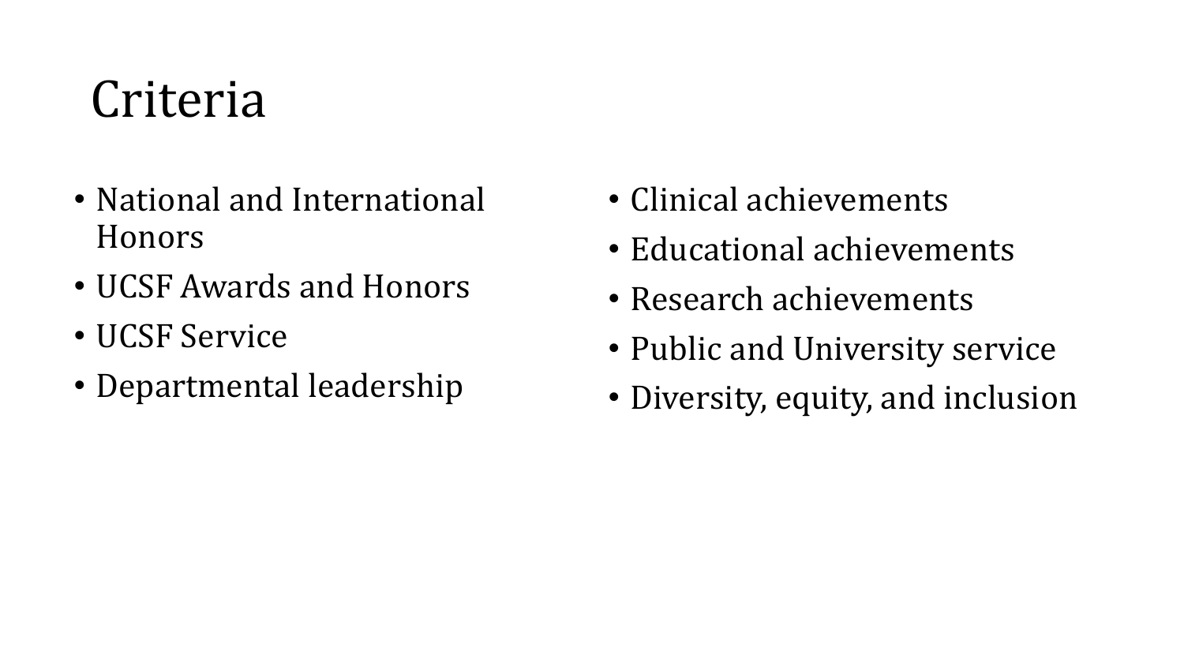# Criteria

- National and International Honors
- UCSF Awards and Honors
- UCSF Service
- Departmental leadership
- Clinical achievements
- Educational achievements
- Research achievements
- Public and University service
- Diversity, equity, and inclusion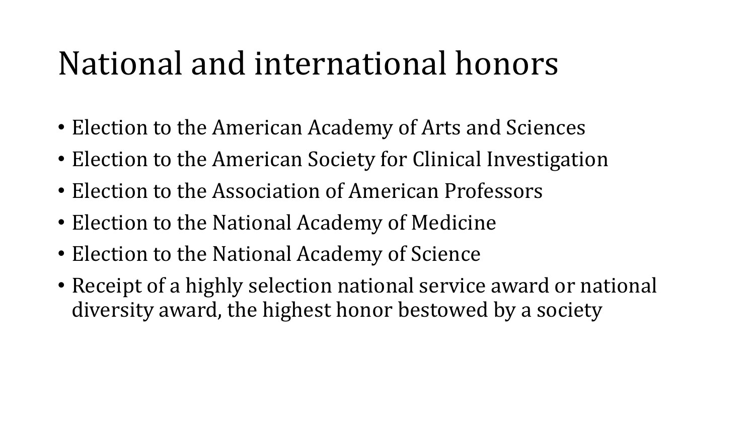# National and international honors

- Election to the American Academy of Arts and Sciences
- Election to the American Society for Clinical Investigation
- Election to the Association of American Professors
- Election to the National Academy of Medicine
- Election to the National Academy of Science
- Receipt of a highly selection national service award or national diversity award, the highest honor bestowed by a society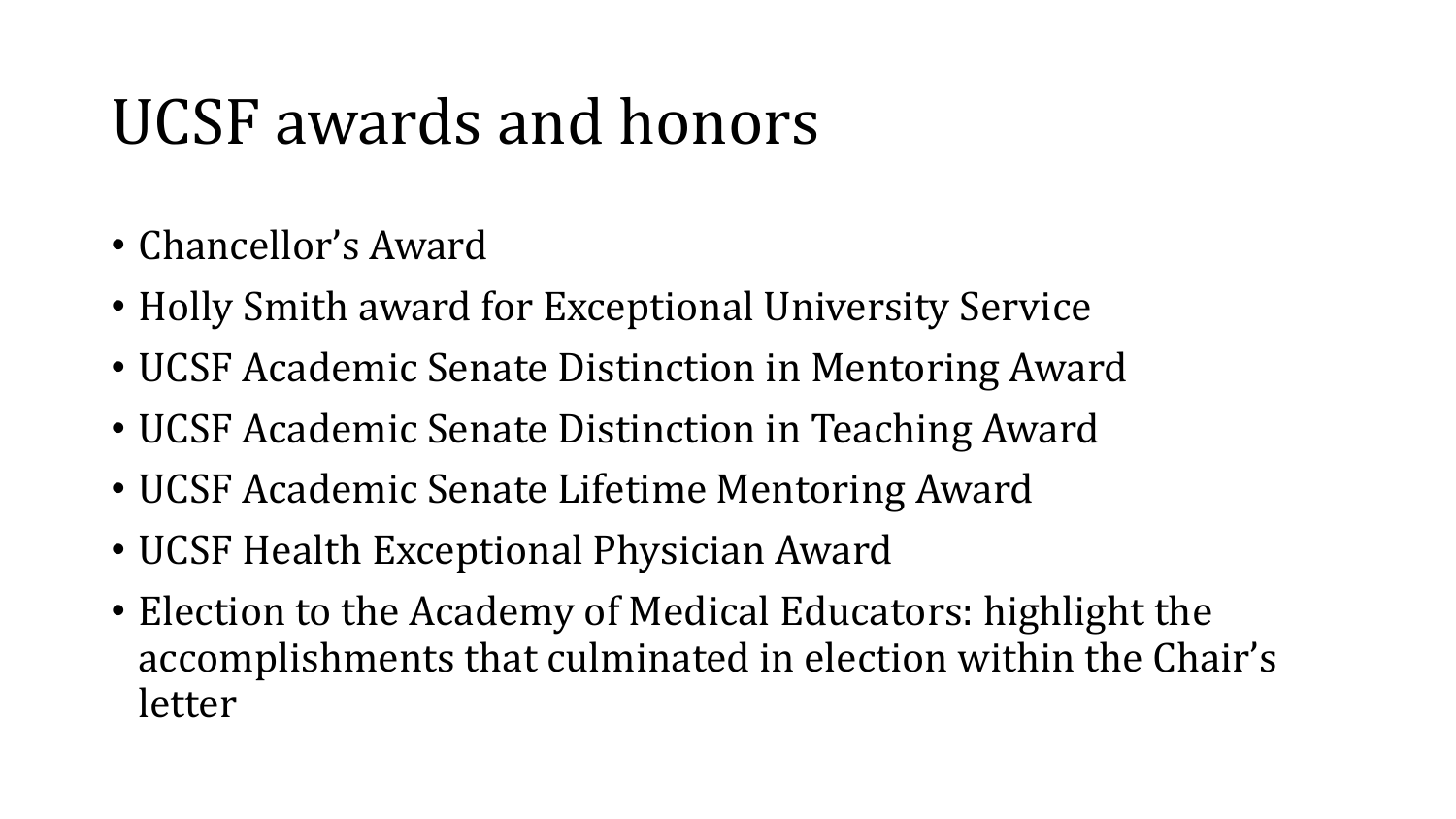# UCSF awards and honors

- Chancellor's Award
- Holly Smith award for Exceptional University Service
- UCSF Academic Senate Distinction in Mentoring Award
- UCSF Academic Senate Distinction in Teaching Award
- UCSF Academic Senate Lifetime Mentoring Award
- UCSF Health Exceptional Physician Award
- Election to the Academy of Medical Educators: highlight the accomplishments that culminated in election within the Chair's letter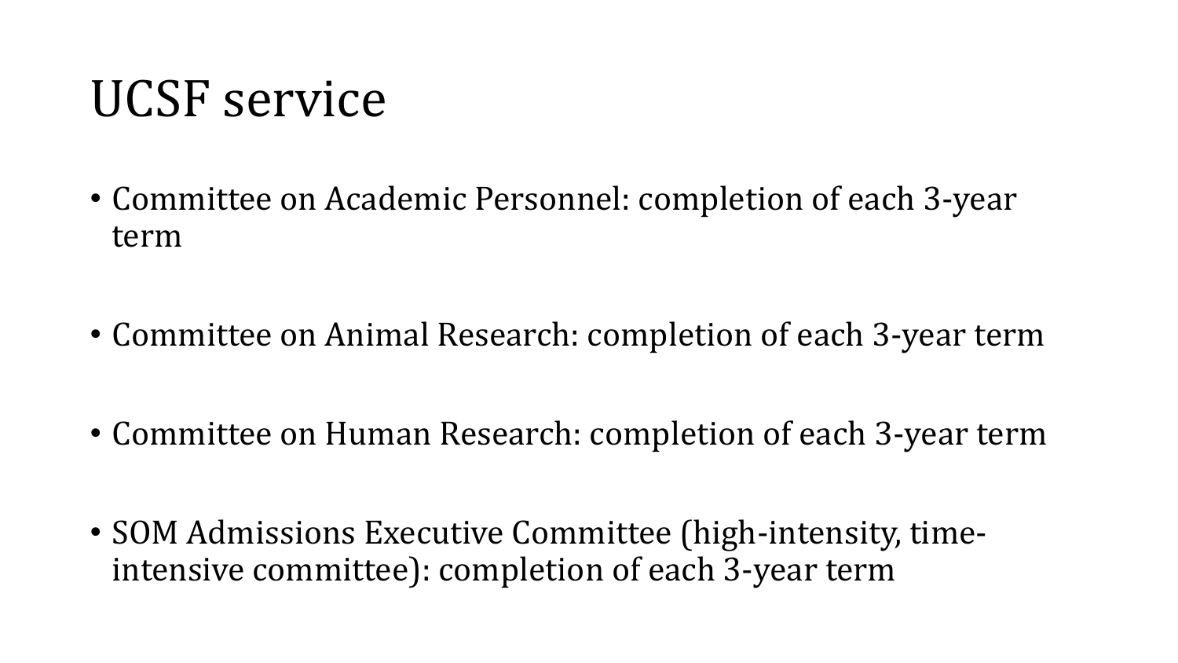# UCSF service

- Committee on Academic Personnel: completion of each 3-year term
- Committee on Animal Research: completion of each 3-year term
- Committee on Human Research: completion of each 3-year term
- SOM Admissions Executive Committee (high-intensity, time-intensive committee): completion of each 3-year term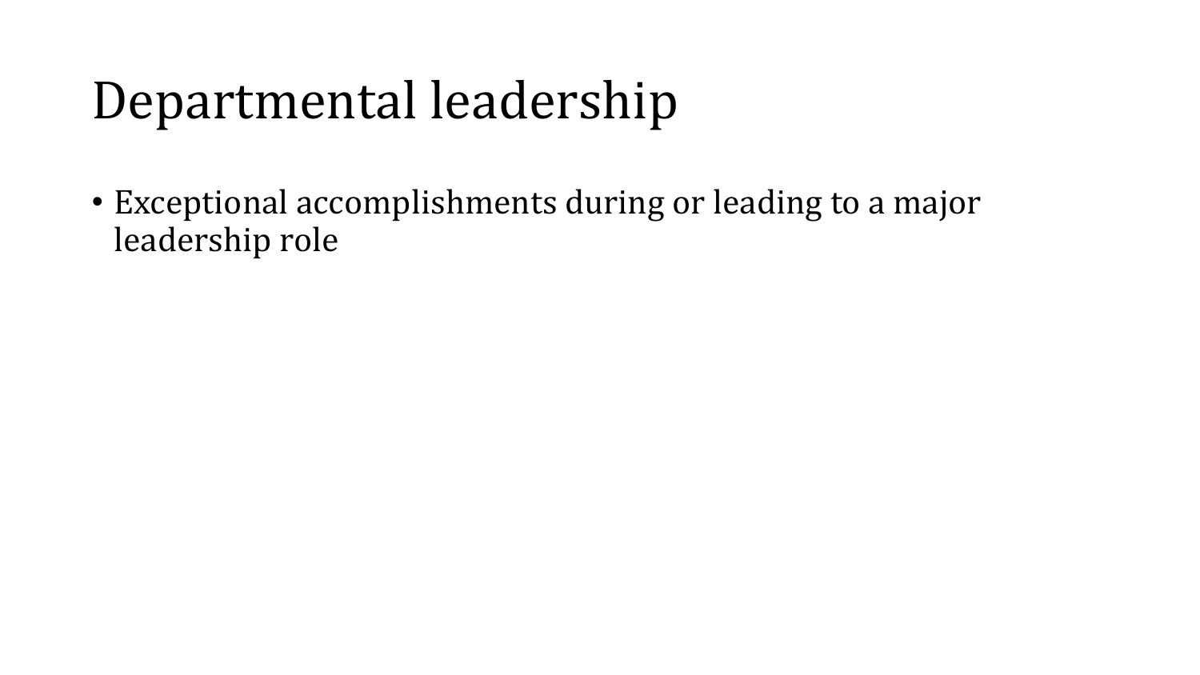# Departmental leadership

- Exceptional accomplishments during or leading to a major leadership role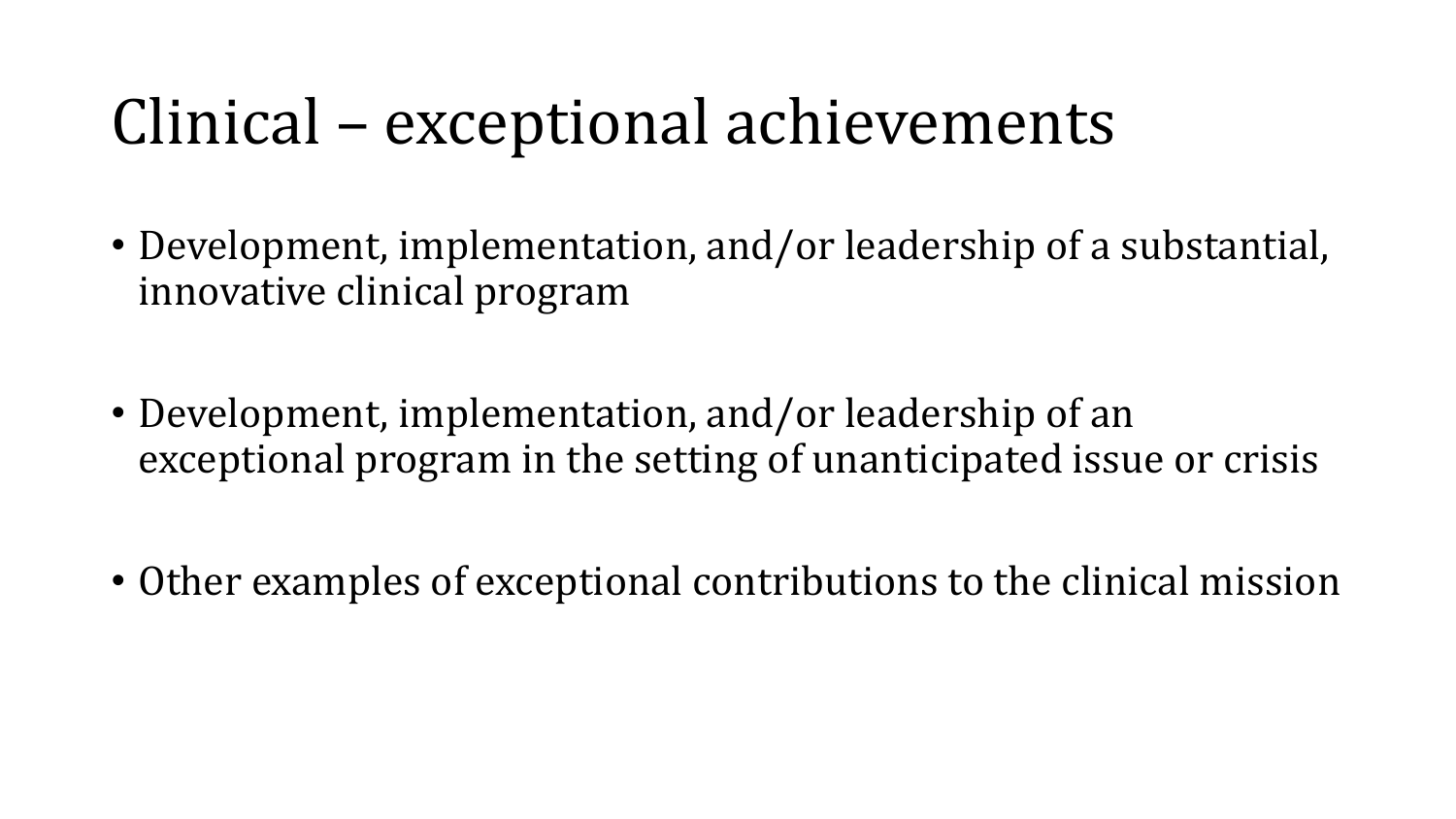# Clinical – exceptional achievements

- Development, implementation, and/or leadership of a substantial, innovative clinical program
- Development, implementation, and/or leadership of an exceptional program in the setting of unanticipated issue or crisis
- Other examples of exceptional contributions to the clinical mission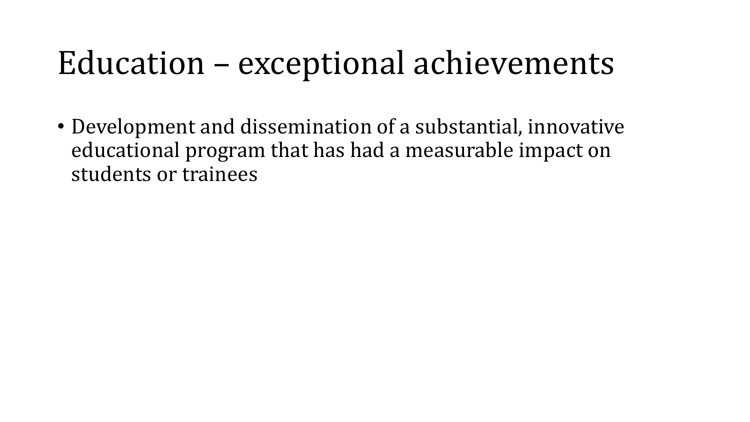# Education – exceptional achievements

- Development and dissemination of a substantial, innovative educational program that has had a measurable impact on students or trainees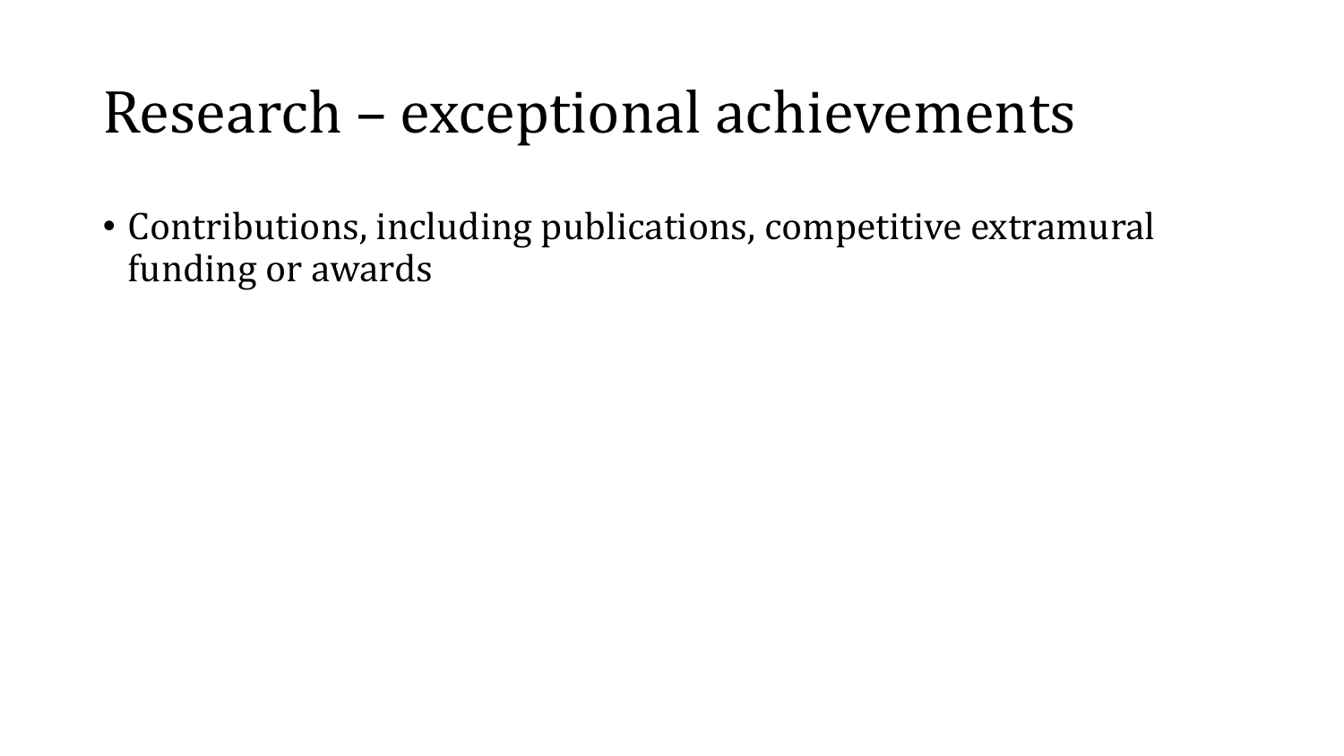# Research – exceptional achievements

- Contributions, including publications, competitive extramural funding or awards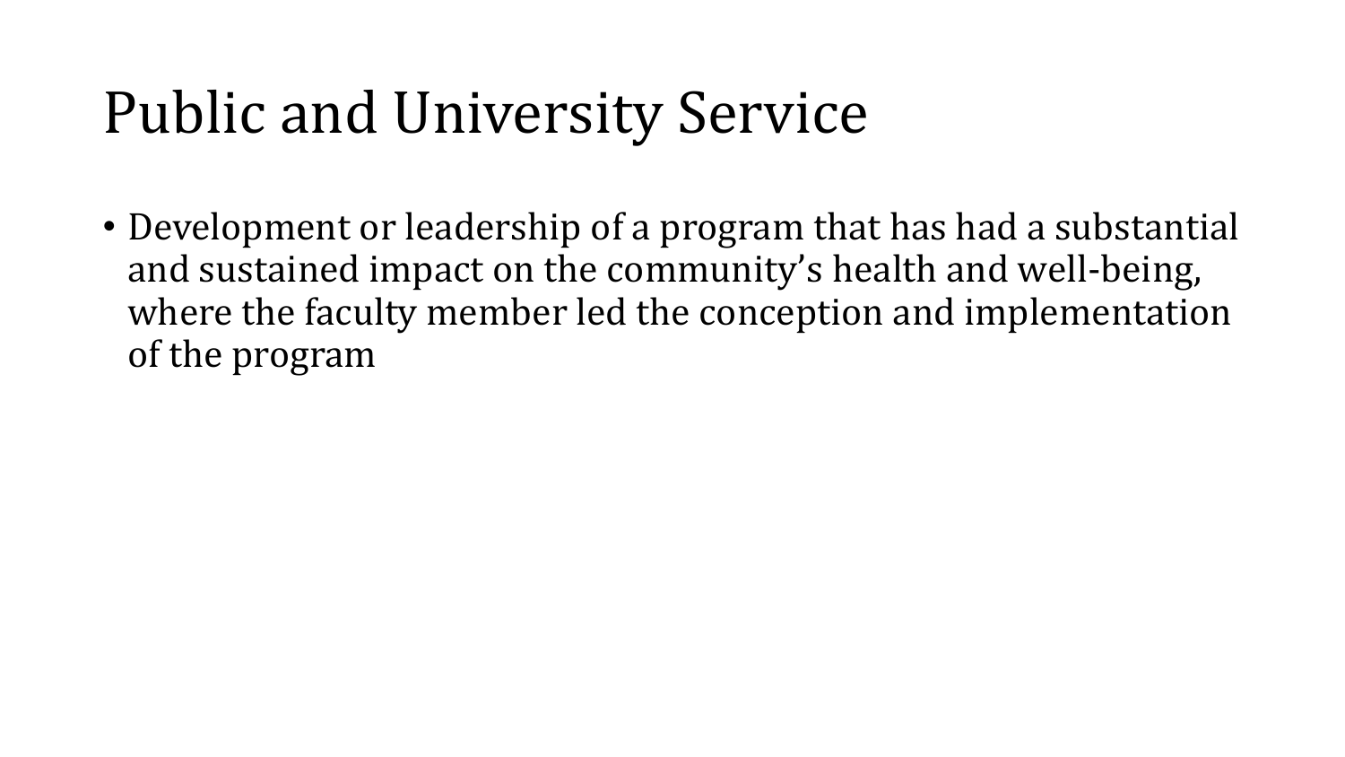# Public and University Service

- Development or leadership of a program that has had a substantial and sustained impact on the community’s health and well-being, where the faculty member led the conception and implementation of the program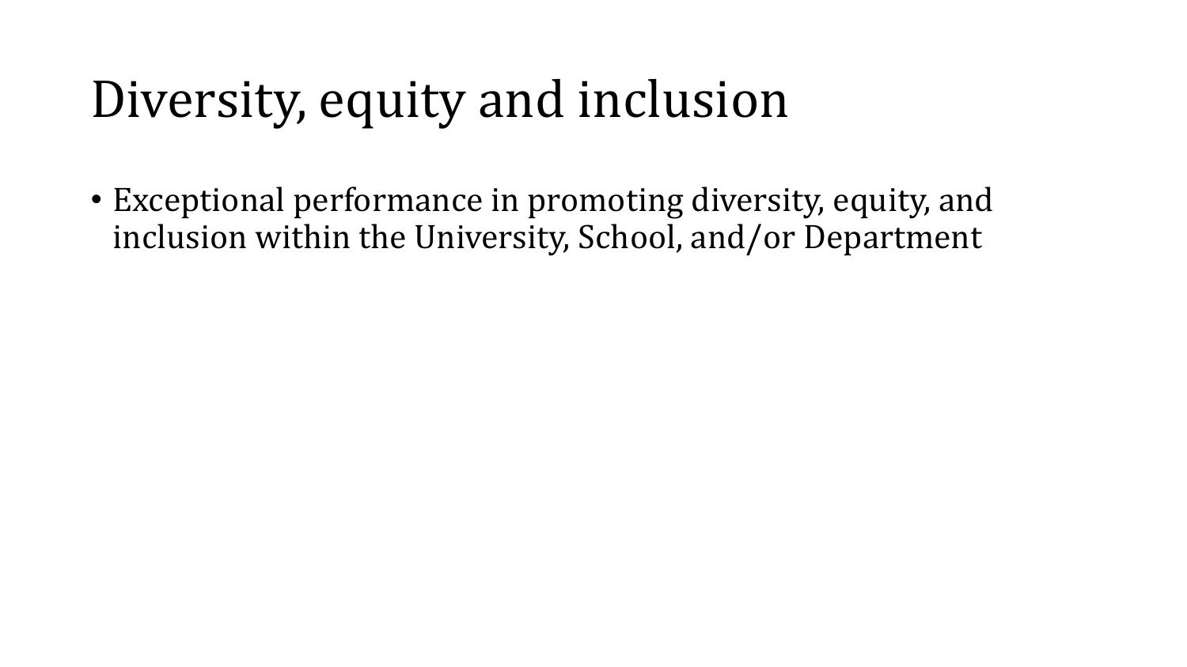# Diversity, equity and inclusion

- Exceptional performance in promoting diversity, equity, and inclusion within the University, School, and/or Department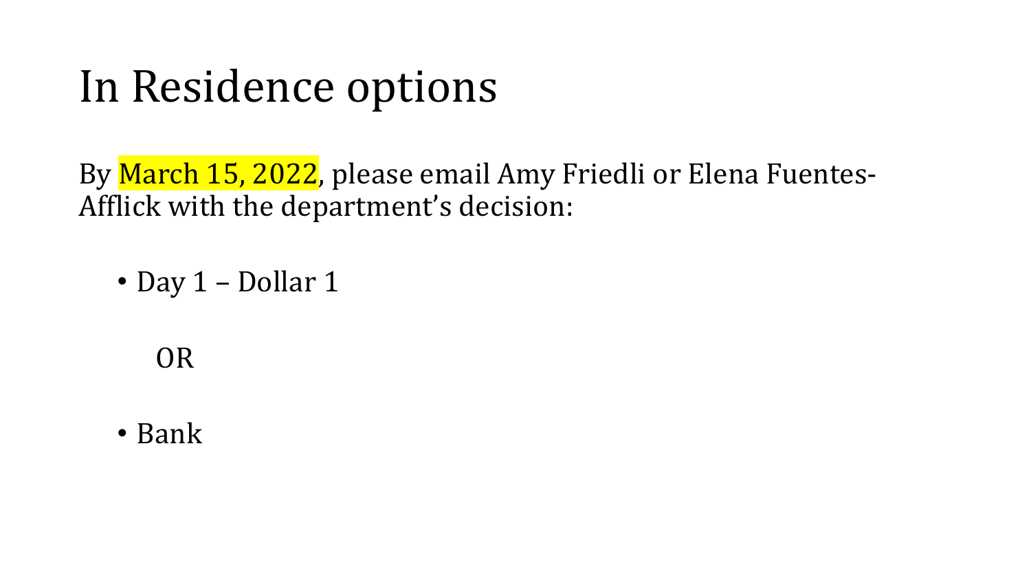# In Residence options

By March 15, 2022, please email Amy Friedli or Elena Fuentes-Afflick with the department's decision:

- Day 1 – Dollar 1

  OR

- Bank